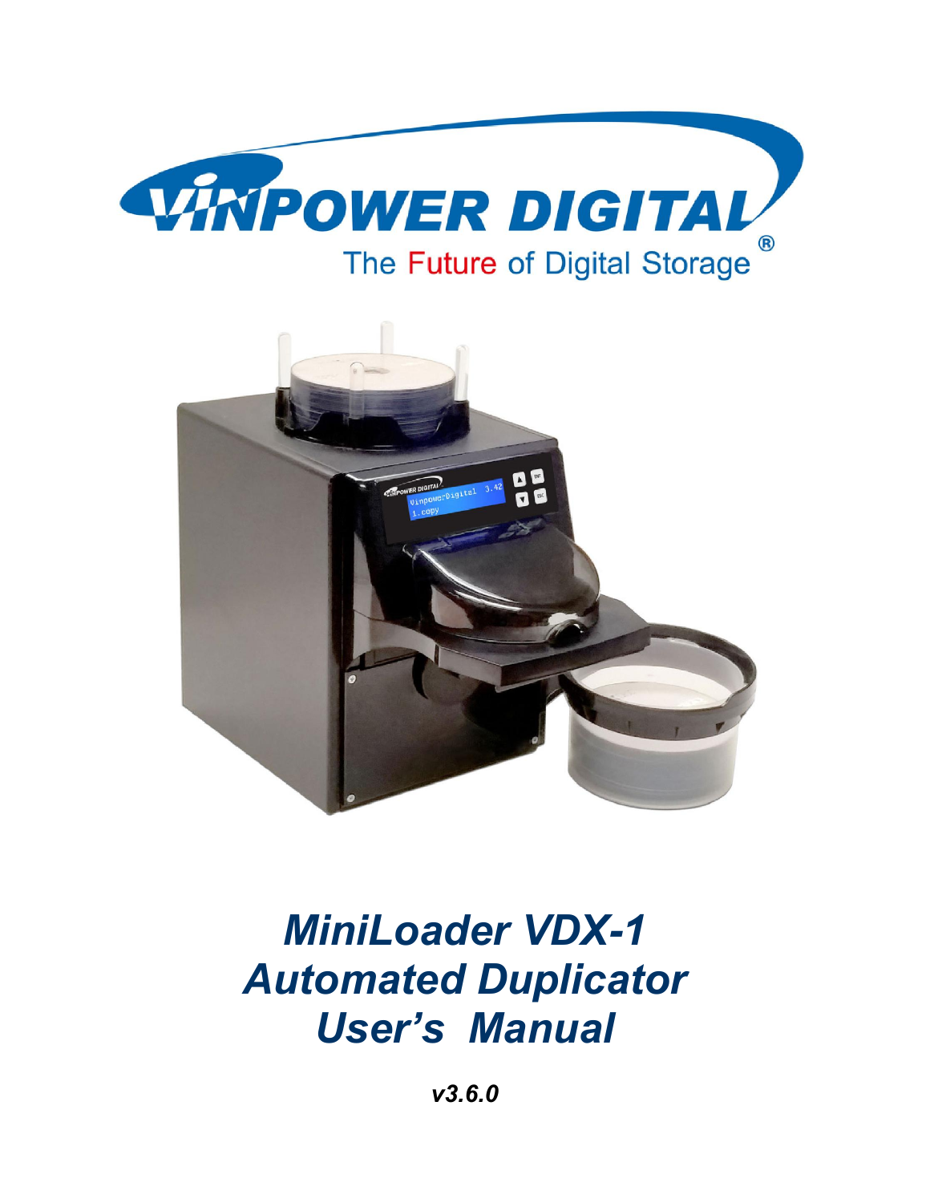VINPOWER DIGITAL

The Future of Digital Storage®

# *MiniLoader VDX-1 Automated Duplicator User's Manual*

***v3.6.0***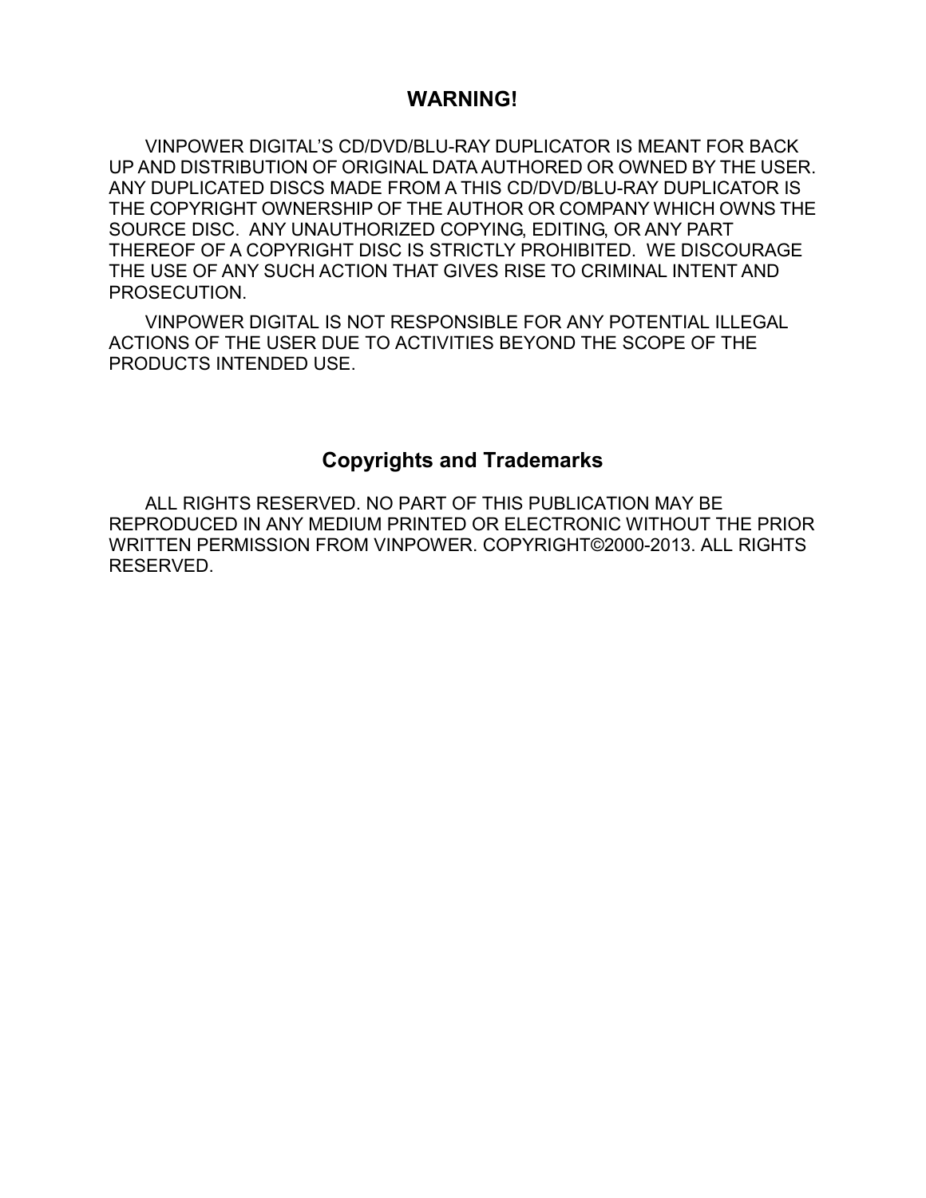## WARNING!

VINPOWER DIGITAL'S CD/DVD/BLU-RAY DUPLICATOR IS MEANT FOR BACK UP AND DISTRIBUTION OF ORIGINAL DATA AUTHORED OR OWNED BY THE USER. ANY DUPLICATED DISCS MADE FROM A THIS CD/DVD/BLU-RAY DUPLICATOR IS THE COPYRIGHT OWNERSHIP OF THE AUTHOR OR COMPANY WHICH OWNS THE SOURCE DISC. ANY UNAUTHORIZED COPYING, EDITING, OR ANY PART THEREOF OF A COPYRIGHT DISC IS STRICTLY PROHIBITED. WE DISCOURAGE THE USE OF ANY SUCH ACTION THAT GIVES RISE TO CRIMINAL INTENT AND PROSECUTION.

VINPOWER DIGITAL IS NOT RESPONSIBLE FOR ANY POTENTIAL ILLEGAL ACTIONS OF THE USER DUE TO ACTIVITIES BEYOND THE SCOPE OF THE PRODUCTS INTENDED USE.

## Copyrights and Trademarks

ALL RIGHTS RESERVED. NO PART OF THIS PUBLICATION MAY BE REPRODUCED IN ANY MEDIUM PRINTED OR ELECTRONIC WITHOUT THE PRIOR WRITTEN PERMISSION FROM VINPOWER. COPYRIGHT©2000-2013. ALL RIGHTS RESERVED.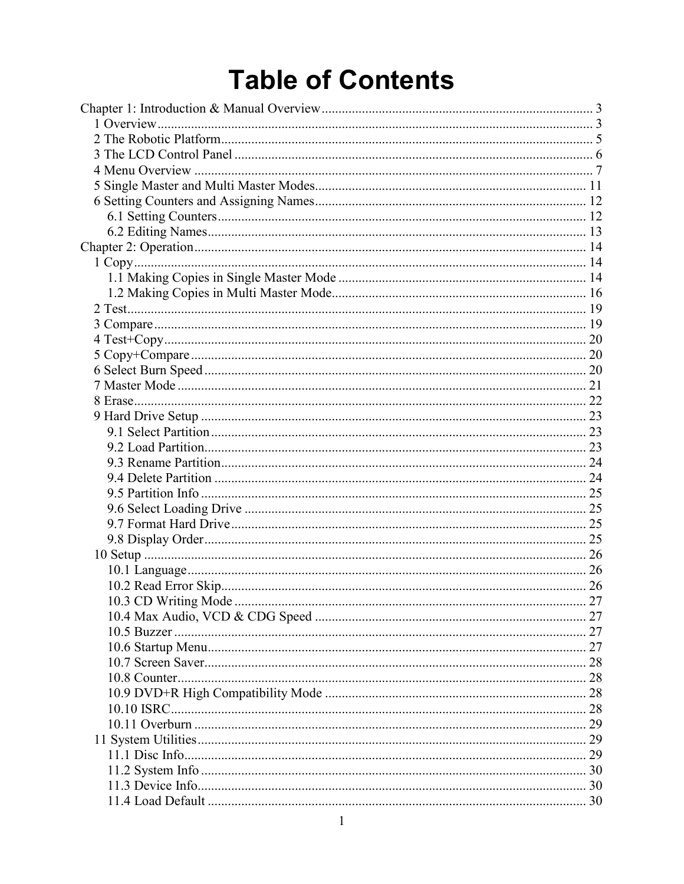# Table of Contents

Chapter 1: Introduction & Manual Overview ..... 3
- 1 Overview ..... 3
- 2 The Robotic Platform ..... 5
- 3 The LCD Control Panel ..... 6
- 4 Menu Overview ..... 7
- 5 Single Master and Multi Master Modes ..... 11
- 6 Setting Counters and Assigning Names ..... 12
  - 6.1 Setting Counters ..... 12
  - 6.2 Editing Names ..... 13

Chapter 2: Operation ..... 14
- 1 Copy ..... 14
  - 1.1 Making Copies in Single Master Mode ..... 14
  - 1.2 Making Copies in Multi Master Mode ..... 16
- 2 Test ..... 19
- 3 Compare ..... 19
- 4 Test+Copy ..... 20
- 5 Copy+Compare ..... 20
- 6 Select Burn Speed ..... 20
- 7 Master Mode ..... 21
- 8 Erase ..... 22
- 9 Hard Drive Setup ..... 23
  - 9.1 Select Partition ..... 23
  - 9.2 Load Partition ..... 23
  - 9.3 Rename Partition ..... 24
  - 9.4 Delete Partition ..... 24
  - 9.5 Partition Info ..... 25
  - 9.6 Select Loading Drive ..... 25
  - 9.7 Format Hard Drive ..... 25
  - 9.8 Display Order ..... 25
- 10 Setup ..... 26
  - 10.1 Language ..... 26
  - 10.2 Read Error Skip ..... 26
  - 10.3 CD Writing Mode ..... 27
  - 10.4 Max Audio, VCD & CDG Speed ..... 27
  - 10.5 Buzzer ..... 27
  - 10.6 Startup Menu ..... 27
  - 10.7 Screen Saver ..... 28
  - 10.8 Counter ..... 28
  - 10.9 DVD+R High Compatibility Mode ..... 28
  - 10.10 ISRC ..... 28
  - 10.11 Overburn ..... 29
- 11 System Utilities ..... 29
  - 11.1 Disc Info ..... 29
  - 11.2 System Info ..... 30
  - 11.3 Device Info ..... 30
  - 11.4 Load Default ..... 30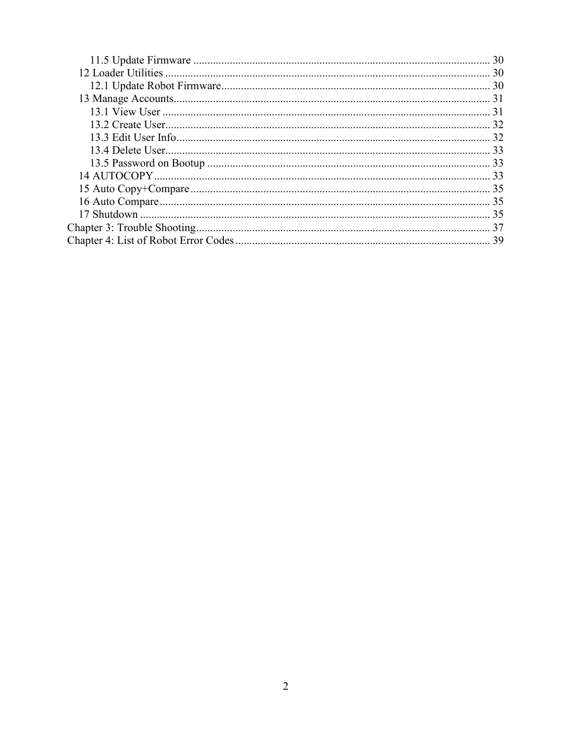11.5 Update Firmware ........................................................................................................ 30
12 Loader Utilities ................................................................................................................ 30
12.1 Update Robot Firmware ............................................................................................. 30
13 Manage Accounts ............................................................................................................. 31
13.1 View User .................................................................................................................. 31
13.2 Create User ................................................................................................................. 32
13.3 Edit User Info ............................................................................................................. 32
13.4 Delete User ................................................................................................................. 33
13.5 Password on Bootup ................................................................................................... 33
14 AUTOCOPY ..................................................................................................................... 33
15 Auto Copy+Compare ........................................................................................................ 35
16 Auto Compare ................................................................................................................... 35
17 Shutdown .......................................................................................................................... 35
Chapter 3: Trouble Shooting ..................................................................................................... 37
Chapter 4: List of Robot Error Codes ........................................................................................ 39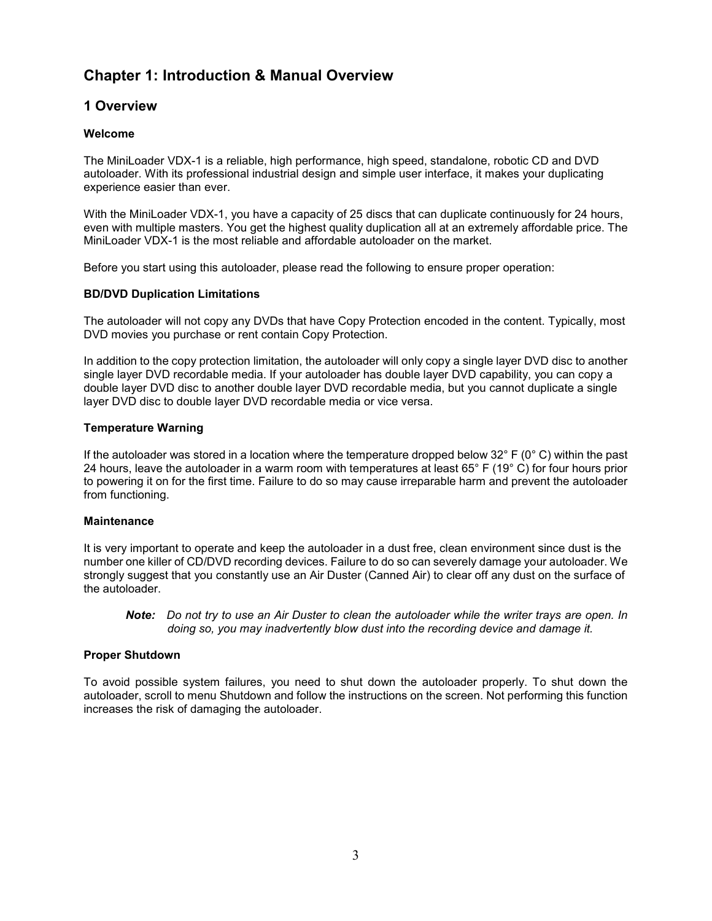# Chapter 1: Introduction & Manual Overview

## 1 Overview

**Welcome**

The MiniLoader VDX-1 is a reliable, high performance, high speed, standalone, robotic CD and DVD autoloader. With its professional industrial design and simple user interface, it makes your duplicating experience easier than ever.

With the MiniLoader VDX-1, you have a capacity of 25 discs that can duplicate continuously for 24 hours, even with multiple masters. You get the highest quality duplication all at an extremely affordable price. The MiniLoader VDX-1 is the most reliable and affordable autoloader on the market.

Before you start using this autoloader, please read the following to ensure proper operation:

**BD/DVD Duplication Limitations**

The autoloader will not copy any DVDs that have Copy Protection encoded in the content. Typically, most DVD movies you purchase or rent contain Copy Protection.

In addition to the copy protection limitation, the autoloader will only copy a single layer DVD disc to another single layer DVD recordable media. If your autoloader has double layer DVD capability, you can copy a double layer DVD disc to another double layer DVD recordable media, but you cannot duplicate a single layer DVD disc to double layer DVD recordable media or vice versa.

**Temperature Warning**

If the autoloader was stored in a location where the temperature dropped below 32° F (0° C) within the past 24 hours, leave the autoloader in a warm room with temperatures at least 65° F (19° C) for four hours prior to powering it on for the first time. Failure to do so may cause irreparable harm and prevent the autoloader from functioning.

**Maintenance**

It is very important to operate and keep the autoloader in a dust free, clean environment since dust is the number one killer of CD/DVD recording devices. Failure to do so can severely damage your autoloader. We strongly suggest that you constantly use an Air Duster (Canned Air) to clear off any dust on the surface of the autoloader.

> ***Note:*** *Do not try to use an Air Duster to clean the autoloader while the writer trays are open. In doing so, you may inadvertently blow dust into the recording device and damage it.*

**Proper Shutdown**

To avoid possible system failures, you need to shut down the autoloader properly. To shut down the autoloader, scroll to menu Shutdown and follow the instructions on the screen. Not performing this function increases the risk of damaging the autoloader.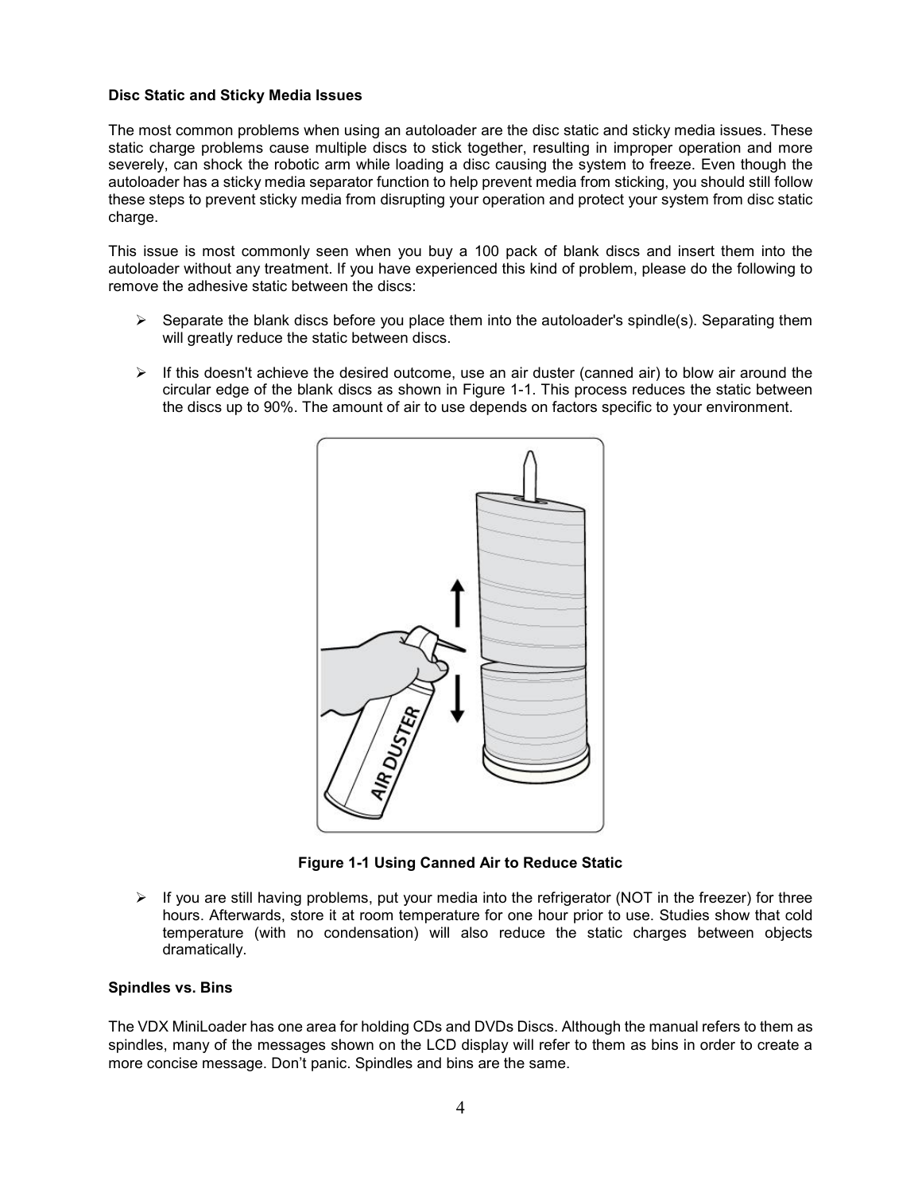**Disc Static and Sticky Media Issues**

The most common problems when using an autoloader are the disc static and sticky media issues. These static charge problems cause multiple discs to stick together, resulting in improper operation and more severely, can shock the robotic arm while loading a disc causing the system to freeze. Even though the autoloader has a sticky media separator function to help prevent media from sticking, you should still follow these steps to prevent sticky media from disrupting your operation and protect your system from disc static charge.

This issue is most commonly seen when you buy a 100 pack of blank discs and insert them into the autoloader without any treatment. If you have experienced this kind of problem, please do the following to remove the adhesive static between the discs:

- Separate the blank discs before you place them into the autoloader's spindle(s). Separating them will greatly reduce the static between discs.
- If this doesn't achieve the desired outcome, use an air duster (canned air) to blow air around the circular edge of the blank discs as shown in Figure 1-1. This process reduces the static between the discs up to 90%. The amount of air to use depends on factors specific to your environment.

**Figure 1-1 Using Canned Air to Reduce Static**

- If you are still having problems, put your media into the refrigerator (NOT in the freezer) for three hours. Afterwards, store it at room temperature for one hour prior to use. Studies show that cold temperature (with no condensation) will also reduce the static charges between objects dramatically.

**Spindles vs. Bins**

The VDX MiniLoader has one area for holding CDs and DVDs Discs. Although the manual refers to them as spindles, many of the messages shown on the LCD display will refer to them as bins in order to create a more concise message. Don't panic. Spindles and bins are the same.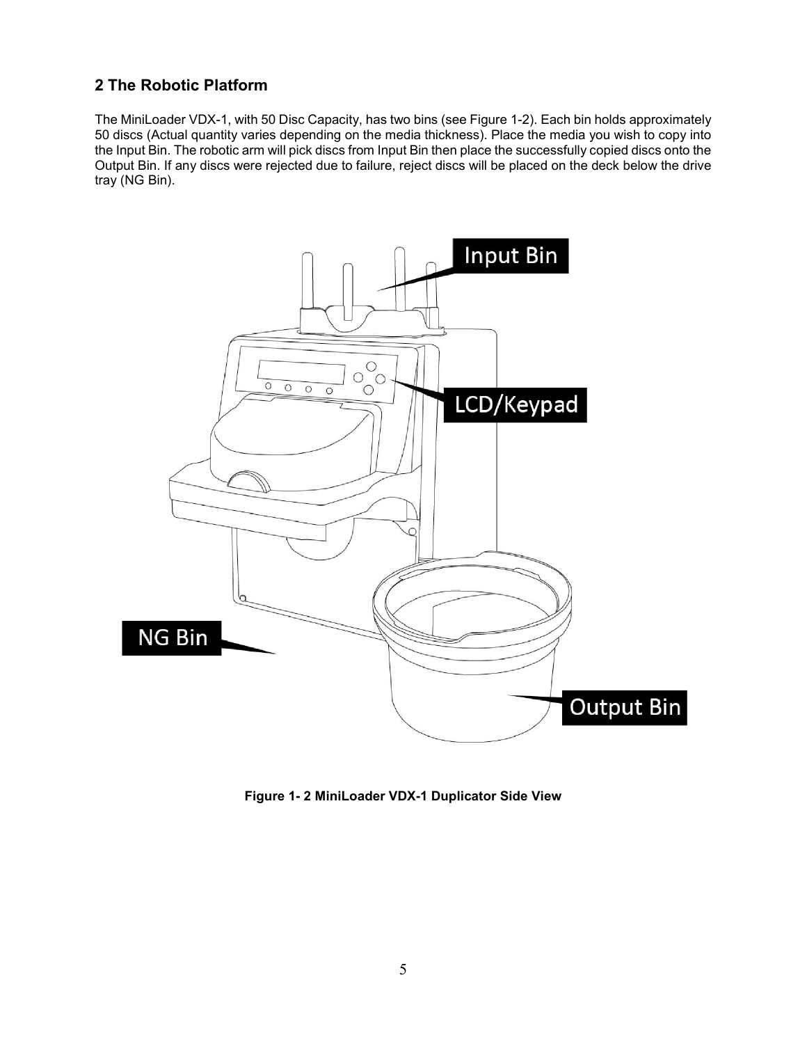## 2 The Robotic Platform

The MiniLoader VDX-1, with 50 Disc Capacity, has two bins (see Figure 1-2). Each bin holds approximately 50 discs (Actual quantity varies depending on the media thickness). Place the media you wish to copy into the Input Bin. The robotic arm will pick discs from Input Bin then place the successfully copied discs onto the Output Bin. If any discs were rejected due to failure, reject discs will be placed on the deck below the drive tray (NG Bin).

**Figure 1- 2 MiniLoader VDX-1 Duplicator Side View**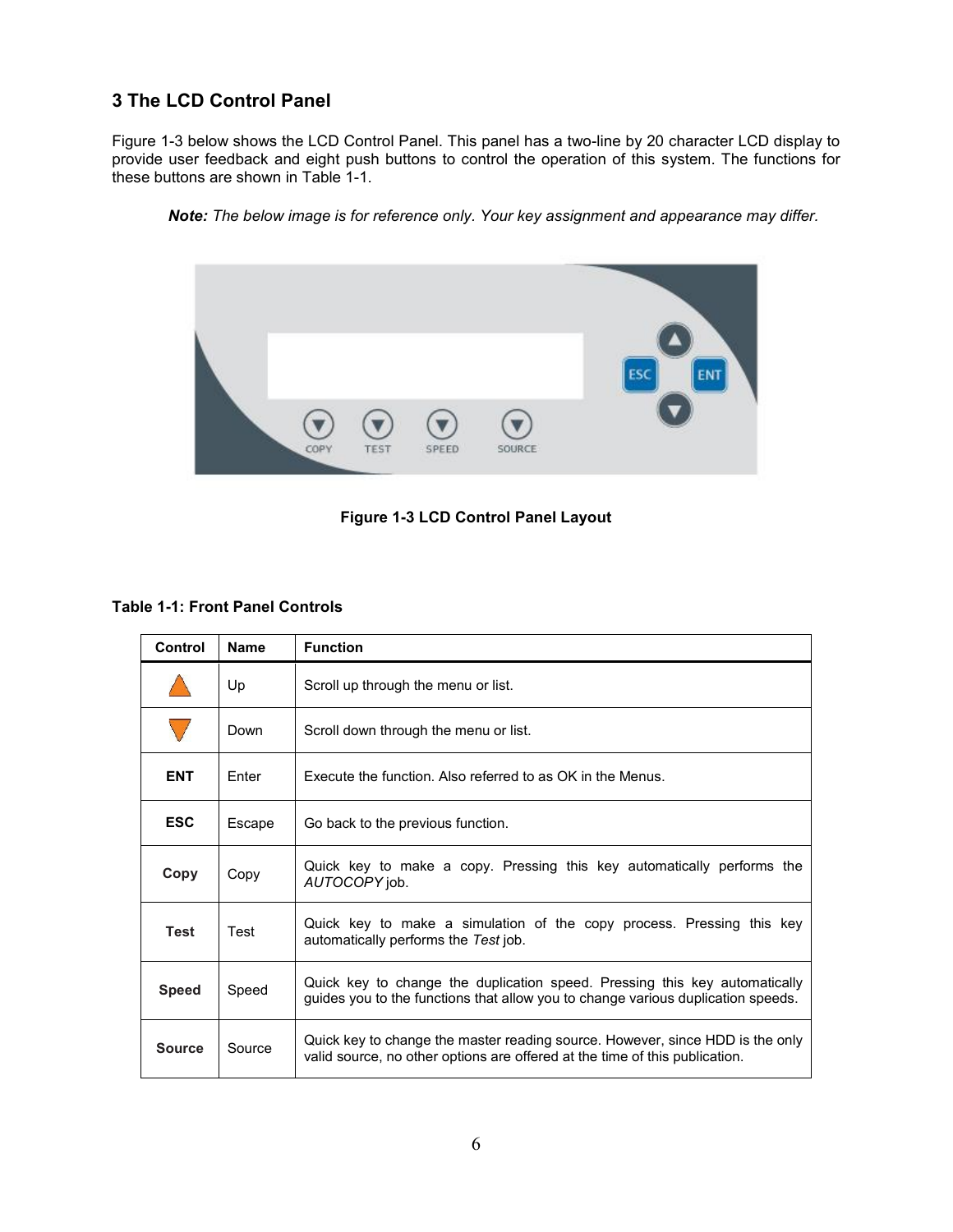## 3 The LCD Control Panel

Figure 1-3 below shows the LCD Control Panel. This panel has a two-line by 20 character LCD display to provide user feedback and eight push buttons to control the operation of this system. The functions for these buttons are shown in Table 1-1.

***Note:*** *The below image is for reference only. Your key assignment and appearance may differ.*

**Figure 1-3 LCD Control Panel Layout**

**Table 1-1: Front Panel Controls**

| Control | Name | Function |
|---|---|---|
| ▲ | Up | Scroll up through the menu or list. |
| ▼ | Down | Scroll down through the menu or list. |
| **ENT** | Enter | Execute the function. Also referred to as OK in the Menus. |
| **ESC** | Escape | Go back to the previous function. |
| **Copy** | Copy | Quick key to make a copy. Pressing this key automatically performs the *AUTOCOPY* job. |
| **Test** | Test | Quick key to make a simulation of the copy process. Pressing this key automatically performs the *Test* job. |
| **Speed** | Speed | Quick key to change the duplication speed. Pressing this key automatically guides you to the functions that allow you to change various duplication speeds. |
| **Source** | Source | Quick key to change the master reading source. However, since HDD is the only valid source, no other options are offered at the time of this publication. |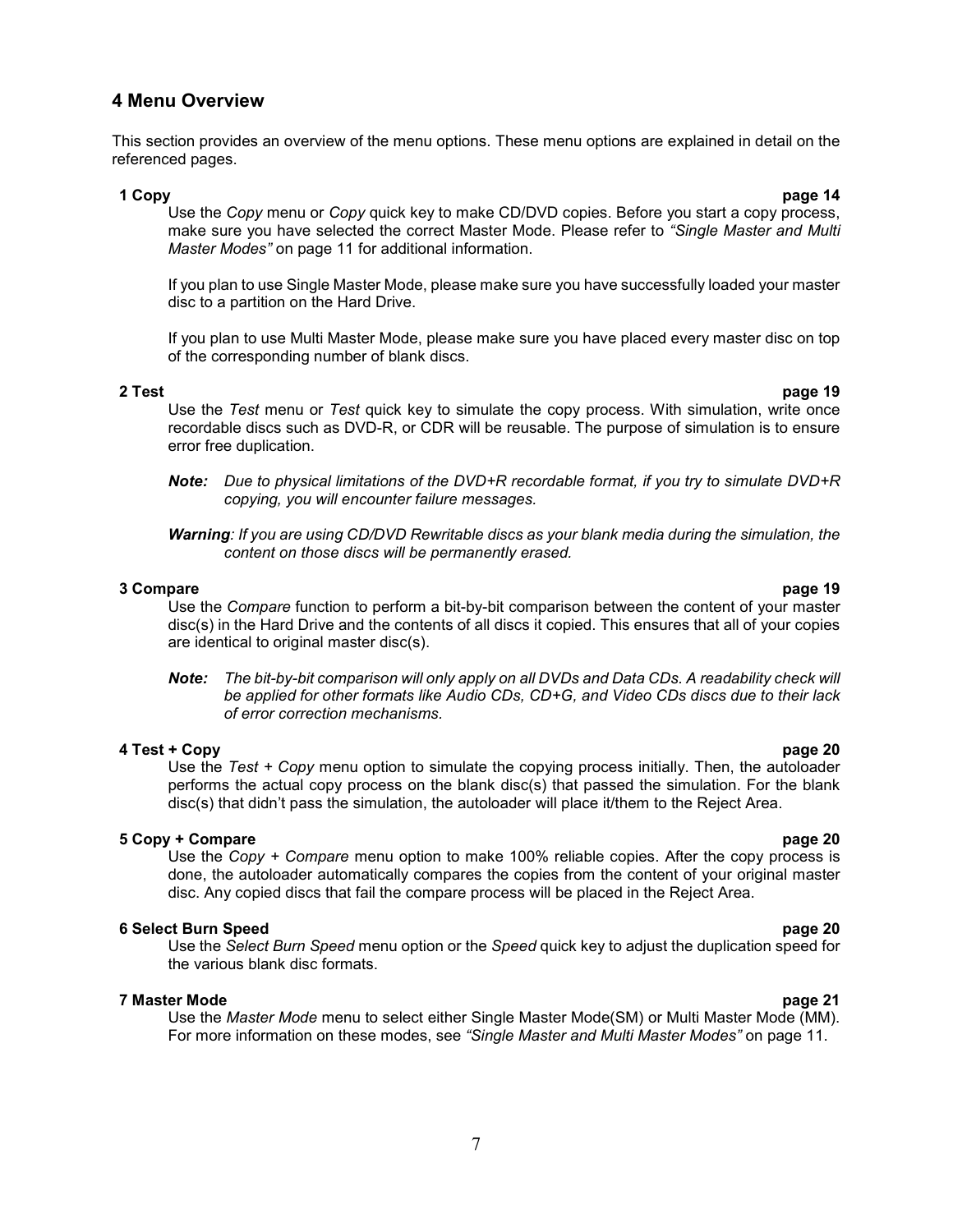## 4 Menu Overview

This section provides an overview of the menu options. These menu options are explained in detail on the referenced pages.

**1 Copy** **page 14**

Use the *Copy* menu or *Copy* quick key to make CD/DVD copies. Before you start a copy process, make sure you have selected the correct Master Mode. Please refer to *"Single Master and Multi Master Modes"* on page 11 for additional information.

If you plan to use Single Master Mode, please make sure you have successfully loaded your master disc to a partition on the Hard Drive.

If you plan to use Multi Master Mode, please make sure you have placed every master disc on top of the corresponding number of blank discs.

**2 Test** **page 19**

Use the *Test* menu or *Test* quick key to simulate the copy process. With simulation, write once recordable discs such as DVD-R, or CDR will be reusable. The purpose of simulation is to ensure error free duplication.

***Note:*** *Due to physical limitations of the DVD+R recordable format, if you try to simulate DVD+R copying, you will encounter failure messages.*

***Warning****: If you are using CD/DVD Rewritable discs as your blank media during the simulation, the content on those discs will be permanently erased.*

**3 Compare** **page 19**

Use the *Compare* function to perform a bit-by-bit comparison between the content of your master disc(s) in the Hard Drive and the contents of all discs it copied. This ensures that all of your copies are identical to original master disc(s).

***Note:*** *The bit-by-bit comparison will only apply on all DVDs and Data CDs. A readability check will be applied for other formats like Audio CDs, CD+G, and Video CDs discs due to their lack of error correction mechanisms.*

**4 Test + Copy** **page 20**

Use the *Test + Copy* menu option to simulate the copying process initially. Then, the autoloader performs the actual copy process on the blank disc(s) that passed the simulation. For the blank disc(s) that didn't pass the simulation, the autoloader will place it/them to the Reject Area.

**5 Copy + Compare** **page 20**

Use the *Copy + Compare* menu option to make 100% reliable copies. After the copy process is done, the autoloader automatically compares the copies from the content of your original master disc. Any copied discs that fail the compare process will be placed in the Reject Area.

**6 Select Burn Speed** **page 20**

Use the *Select Burn Speed* menu option or the *Speed* quick key to adjust the duplication speed for the various blank disc formats.

**7 Master Mode** **page 21**

Use the *Master Mode* menu to select either Single Master Mode(SM) or Multi Master Mode (MM). For more information on these modes, see *"Single Master and Multi Master Modes"* on page 11.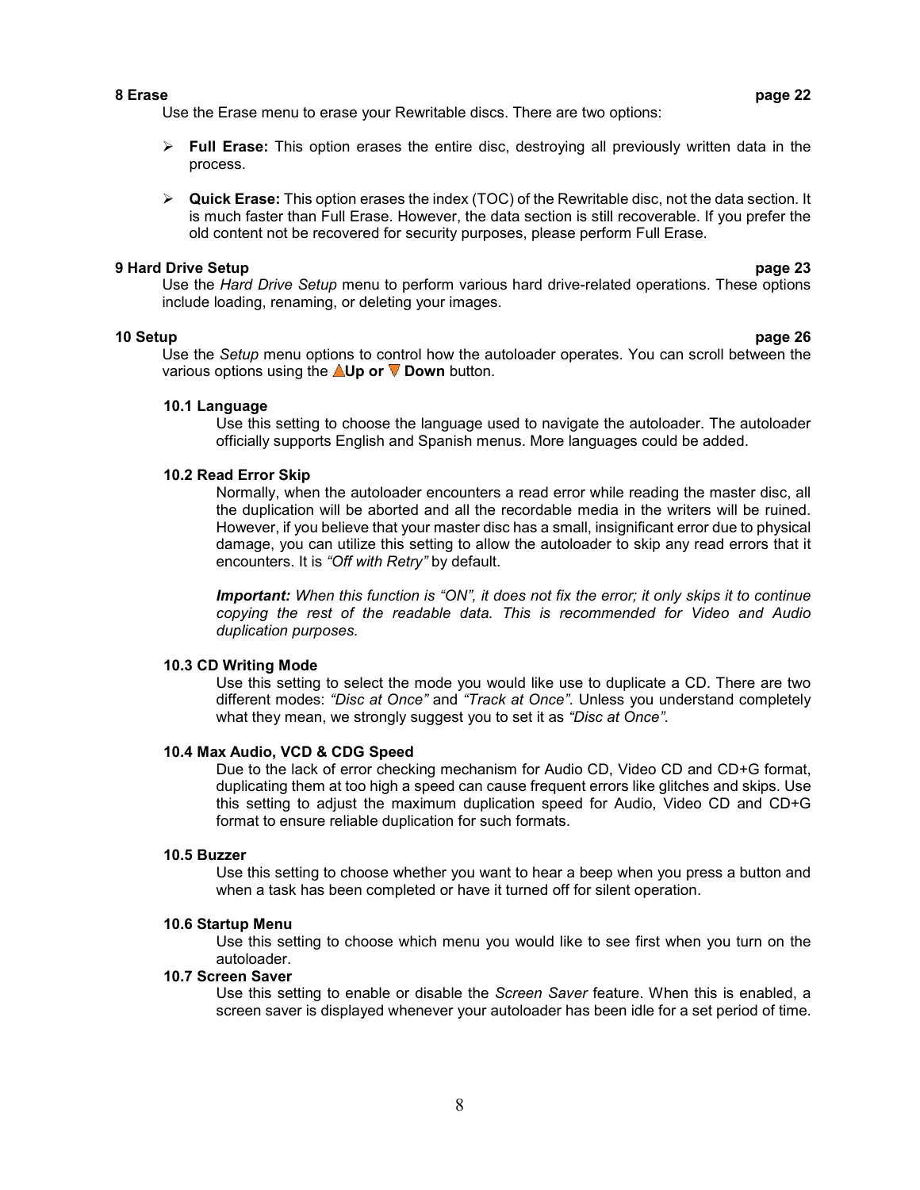## 8 Erase page 22

Use the Erase menu to erase your Rewritable discs. There are two options:

- **Full Erase:** This option erases the entire disc, destroying all previously written data in the process.
- **Quick Erase:** This option erases the index (TOC) of the Rewritable disc, not the data section. It is much faster than Full Erase. However, the data section is still recoverable. If you prefer the old content not be recovered for security purposes, please perform Full Erase.

## 9 Hard Drive Setup page 23

Use the *Hard Drive Setup* menu to perform various hard drive-related operations. These options include loading, renaming, or deleting your images.

## 10 Setup page 26

Use the *Setup* menu options to control how the autoloader operates. You can scroll between the various options using the ▲**Up or** ▼ **Down** button.

### 10.1 Language

Use this setting to choose the language used to navigate the autoloader. The autoloader officially supports English and Spanish menus. More languages could be added.

### 10.2 Read Error Skip

Normally, when the autoloader encounters a read error while reading the master disc, all the duplication will be aborted and all the recordable media in the writers will be ruined. However, if you believe that your master disc has a small, insignificant error due to physical damage, you can utilize this setting to allow the autoloader to skip any read errors that it encounters. It is *"Off with Retry"* by default.

***Important:*** *When this function is "ON", it does not fix the error; it only skips it to continue copying the rest of the readable data. This is recommended for Video and Audio duplication purposes.*

### 10.3 CD Writing Mode

Use this setting to select the mode you would like use to duplicate a CD. There are two different modes: *"Disc at Once"* and *"Track at Once"*. Unless you understand completely what they mean, we strongly suggest you to set it as *"Disc at Once"*.

### 10.4 Max Audio, VCD & CDG Speed

Due to the lack of error checking mechanism for Audio CD, Video CD and CD+G format, duplicating them at too high a speed can cause frequent errors like glitches and skips. Use this setting to adjust the maximum duplication speed for Audio, Video CD and CD+G format to ensure reliable duplication for such formats.

### 10.5 Buzzer

Use this setting to choose whether you want to hear a beep when you press a button and when a task has been completed or have it turned off for silent operation.

### 10.6 Startup Menu

Use this setting to choose which menu you would like to see first when you turn on the autoloader.

### 10.7 Screen Saver

Use this setting to enable or disable the *Screen Saver* feature. When this is enabled, a screen saver is displayed whenever your autoloader has been idle for a set period of time.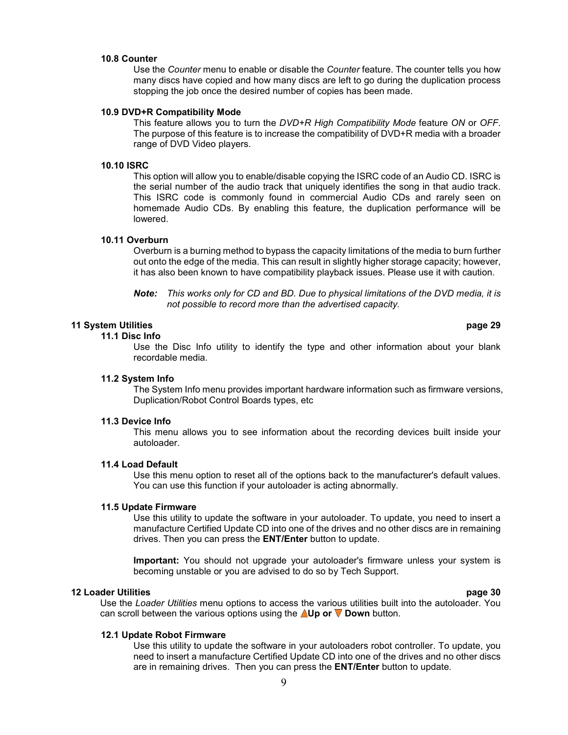### 10.8 Counter

Use the *Counter* menu to enable or disable the *Counter* feature. The counter tells you how many discs have copied and how many discs are left to go during the duplication process stopping the job once the desired number of copies has been made.

### 10.9 DVD+R Compatibility Mode

This feature allows you to turn the *DVD+R High Compatibility Mode* feature *ON* or *OFF*. The purpose of this feature is to increase the compatibility of DVD+R media with a broader range of DVD Video players.

### 10.10 ISRC

This option will allow you to enable/disable copying the ISRC code of an Audio CD. ISRC is the serial number of the audio track that uniquely identifies the song in that audio track. This ISRC code is commonly found in commercial Audio CDs and rarely seen on homemade Audio CDs. By enabling this feature, the duplication performance will be lowered.

### 10.11 Overburn

Overburn is a burning method to bypass the capacity limitations of the media to burn further out onto the edge of the media. This can result in slightly higher storage capacity; however, it has also been known to have compatibility playback issues. Please use it with caution.

***Note:*** *This works only for CD and BD. Due to physical limitations of the DVD media, it is not possible to record more than the advertised capacity.*

## 11 System Utilities — page 29

### 11.1 Disc Info

Use the Disc Info utility to identify the type and other information about your blank recordable media.

### 11.2 System Info

The System Info menu provides important hardware information such as firmware versions, Duplication/Robot Control Boards types, etc

### 11.3 Device Info

This menu allows you to see information about the recording devices built inside your autoloader.

### 11.4 Load Default

Use this menu option to reset all of the options back to the manufacturer's default values. You can use this function if your autoloader is acting abnormally.

### 11.5 Update Firmware

Use this utility to update the software in your autoloader. To update, you need to insert a manufacture Certified Update CD into one of the drives and no other discs are in remaining drives. Then you can press the **ENT/Enter** button to update.

**Important:** You should not upgrade your autoloader's firmware unless your system is becoming unstable or you are advised to do so by Tech Support.

## 12 Loader Utilities — page 30

Use the *Loader Utilities* menu options to access the various utilities built into the autoloader. You can scroll between the various options using the ▲**Up or** ▼ **Down** button.

### 12.1 Update Robot Firmware

Use this utility to update the software in your autoloaders robot controller. To update, you need to insert a manufacture Certified Update CD into one of the drives and no other discs are in remaining drives. Then you can press the **ENT/Enter** button to update.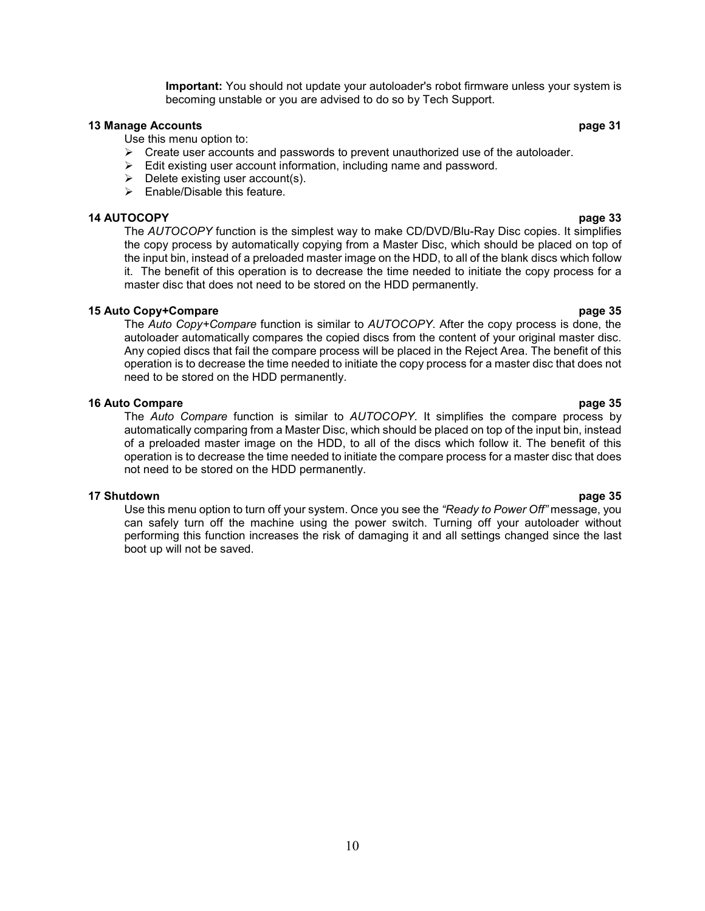**Important:** You should not update your autoloader's robot firmware unless your system is becoming unstable or you are advised to do so by Tech Support.

**13 Manage Accounts** **page 31**

Use this menu option to:

- Create user accounts and passwords to prevent unauthorized use of the autoloader.
- Edit existing user account information, including name and password.
- Delete existing user account(s).
- Enable/Disable this feature.

**14 AUTOCOPY** **page 33**

The *AUTOCOPY* function is the simplest way to make CD/DVD/Blu-Ray Disc copies. It simplifies the copy process by automatically copying from a Master Disc, which should be placed on top of the input bin, instead of a preloaded master image on the HDD, to all of the blank discs which follow it. The benefit of this operation is to decrease the time needed to initiate the copy process for a master disc that does not need to be stored on the HDD permanently.

**15 Auto Copy+Compare** **page 35**

The *Auto Copy+Compare* function is similar to *AUTOCOPY*. After the copy process is done, the autoloader automatically compares the copied discs from the content of your original master disc. Any copied discs that fail the compare process will be placed in the Reject Area. The benefit of this operation is to decrease the time needed to initiate the copy process for a master disc that does not need to be stored on the HDD permanently.

**16 Auto Compare** **page 35**

The *Auto Compare* function is similar to *AUTOCOPY*. It simplifies the compare process by automatically comparing from a Master Disc, which should be placed on top of the input bin, instead of a preloaded master image on the HDD, to all of the discs which follow it. The benefit of this operation is to decrease the time needed to initiate the compare process for a master disc that does not need to be stored on the HDD permanently.

**17 Shutdown** **page 35**

Use this menu option to turn off your system. Once you see the *"Ready to Power Off"* message, you can safely turn off the machine using the power switch. Turning off your autoloader without performing this function increases the risk of damaging it and all settings changed since the last boot up will not be saved.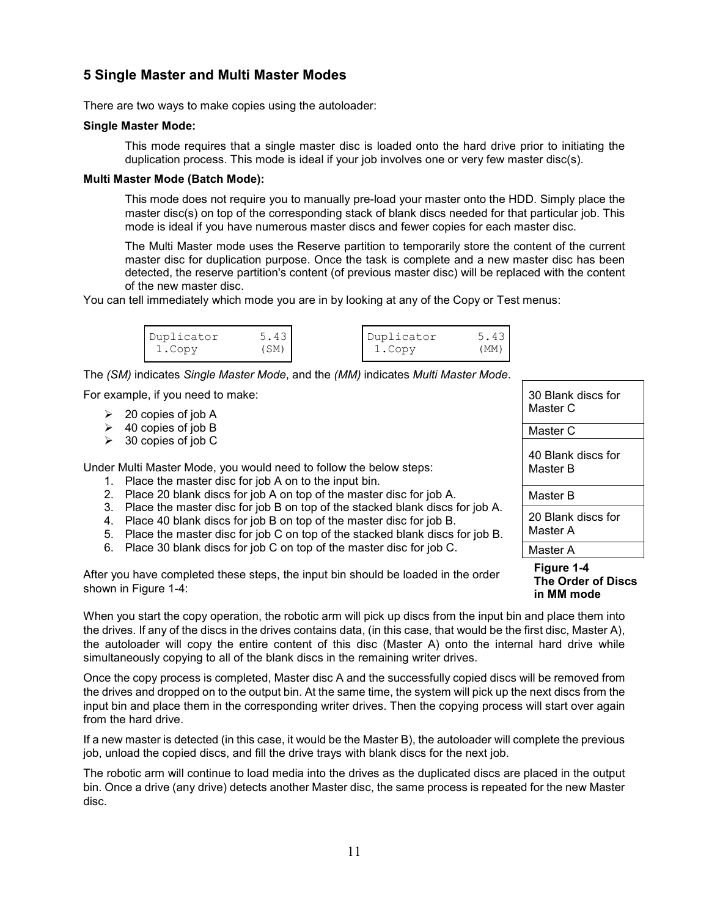## 5 Single Master and Multi Master Modes

There are two ways to make copies using the autoloader:

**Single Master Mode:**

This mode requires that a single master disc is loaded onto the hard drive prior to initiating the duplication process. This mode is ideal if your job involves one or very few master disc(s).

**Multi Master Mode (Batch Mode):**

This mode does not require you to manually pre-load your master onto the HDD. Simply place the master disc(s) on top of the corresponding stack of blank discs needed for that particular job. This mode is ideal if you have numerous master discs and fewer copies for each master disc.

The Multi Master mode uses the Reserve partition to temporarily store the content of the current master disc for duplication purpose. Once the task is complete and a new master disc has been detected, the reserve partition's content (of previous master disc) will be replaced with the content of the new master disc.

You can tell immediately which mode you are in by looking at any of the Copy or Test menus:

```
Duplicator     5.43
 1.Copy        (SM)
```

```
Duplicator     5.43
 1.Copy        (MM)
```

The *(SM)* indicates *Single Master Mode*, and the *(MM)* indicates *Multi Master Mode*.

For example, if you need to make:

- 20 copies of job A
- 40 copies of job B
- 30 copies of job C

Under Multi Master Mode, you would need to follow the below steps:

1. Place the master disc for job A on to the input bin.
2. Place 20 blank discs for job A on top of the master disc for job A.
3. Place the master disc for job B on top of the stacked blank discs for job A.
4. Place 40 blank discs for job B on top of the master disc for job B.
5. Place the master disc for job C on top of the stacked blank discs for job B.
6. Place 30 blank discs for job C on top of the master disc for job C.

After you have completed these steps, the input bin should be loaded in the order shown in Figure 1-4:

| 30 Blank discs for Master C |
|---|
| Master C |
| 40 Blank discs for Master B |
| Master B |
| 20 Blank discs for Master A |
| Master A |

**Figure 1-4 The Order of Discs in MM mode**

When you start the copy operation, the robotic arm will pick up discs from the input bin and place them into the drives. If any of the discs in the drives contains data, (in this case, that would be the first disc, Master A), the autoloader will copy the entire content of this disc (Master A) onto the internal hard drive while simultaneously copying to all of the blank discs in the remaining writer drives.

Once the copy process is completed, Master disc A and the successfully copied discs will be removed from the drives and dropped on to the output bin. At the same time, the system will pick up the next discs from the input bin and place them in the corresponding writer drives. Then the copying process will start over again from the hard drive.

If a new master is detected (in this case, it would be the Master B), the autoloader will complete the previous job, unload the copied discs, and fill the drive trays with blank discs for the next job.

The robotic arm will continue to load media into the drives as the duplicated discs are placed in the output bin. Once a drive (any drive) detects another Master disc, the same process is repeated for the new Master disc.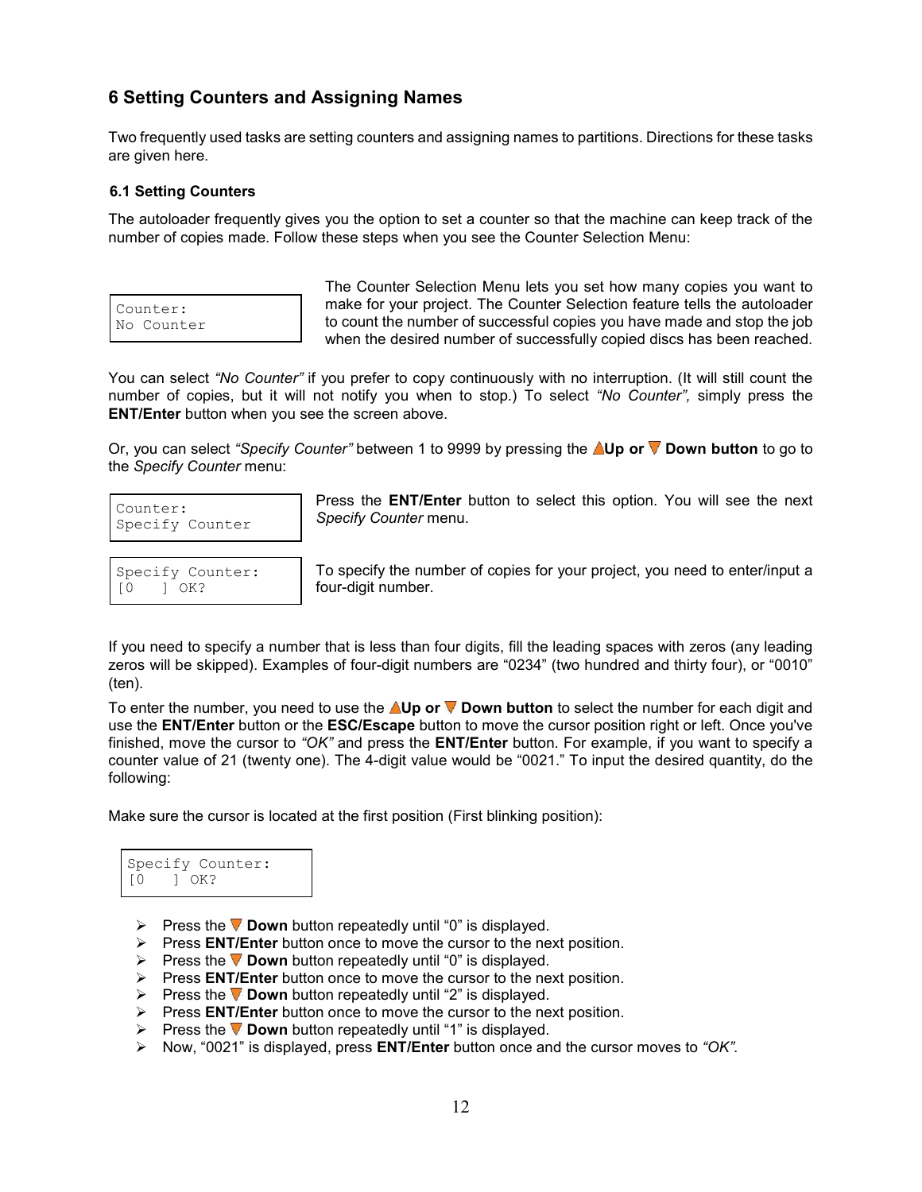# 6 Setting Counters and Assigning Names

Two frequently used tasks are setting counters and assigning names to partitions. Directions for these tasks are given here.

## 6.1 Setting Counters

The autoloader frequently gives you the option to set a counter so that the machine can keep track of the number of copies made. Follow these steps when you see the Counter Selection Menu:

```
Counter:
No Counter
```

The Counter Selection Menu lets you set how many copies you want to make for your project. The Counter Selection feature tells the autoloader to count the number of successful copies you have made and stop the job when the desired number of successfully copied discs has been reached.

You can select *"No Counter"* if you prefer to copy continuously with no interruption. (It will still count the number of copies, but it will not notify you when to stop.) To select *"No Counter",* simply press the **ENT/Enter** button when you see the screen above.

Or, you can select *"Specify Counter"* between 1 to 9999 by pressing the **▲Up or ▼ Down button** to go to the *Specify Counter* menu:

```
Counter:
Specify Counter
```

Press the **ENT/Enter** button to select this option. You will see the next *Specify Counter* menu.

```
Specify Counter:
[0   ] OK?
```

To specify the number of copies for your project, you need to enter/input a four-digit number.

If you need to specify a number that is less than four digits, fill the leading spaces with zeros (any leading zeros will be skipped). Examples of four-digit numbers are "0234" (two hundred and thirty four), or "0010" (ten).

To enter the number, you need to use the **▲Up or ▼ Down button** to select the number for each digit and use the **ENT/Enter** button or the **ESC/Escape** button to move the cursor position right or left. Once you've finished, move the cursor to *"OK"* and press the **ENT/Enter** button. For example, if you want to specify a counter value of 21 (twenty one). The 4-digit value would be "0021." To input the desired quantity, do the following:

Make sure the cursor is located at the first position (First blinking position):

```
Specify Counter:
[0   ] OK?
```

- Press the ▼ **Down** button repeatedly until "0" is displayed.
- Press **ENT/Enter** button once to move the cursor to the next position.
- Press the ▼ **Down** button repeatedly until "0" is displayed.
- Press **ENT/Enter** button once to move the cursor to the next position.
- Press the ▼ **Down** button repeatedly until "2" is displayed.
- Press **ENT/Enter** button once to move the cursor to the next position.
- Press the ▼ **Down** button repeatedly until "1" is displayed.
- Now, "0021" is displayed, press **ENT/Enter** button once and the cursor moves to *"OK".*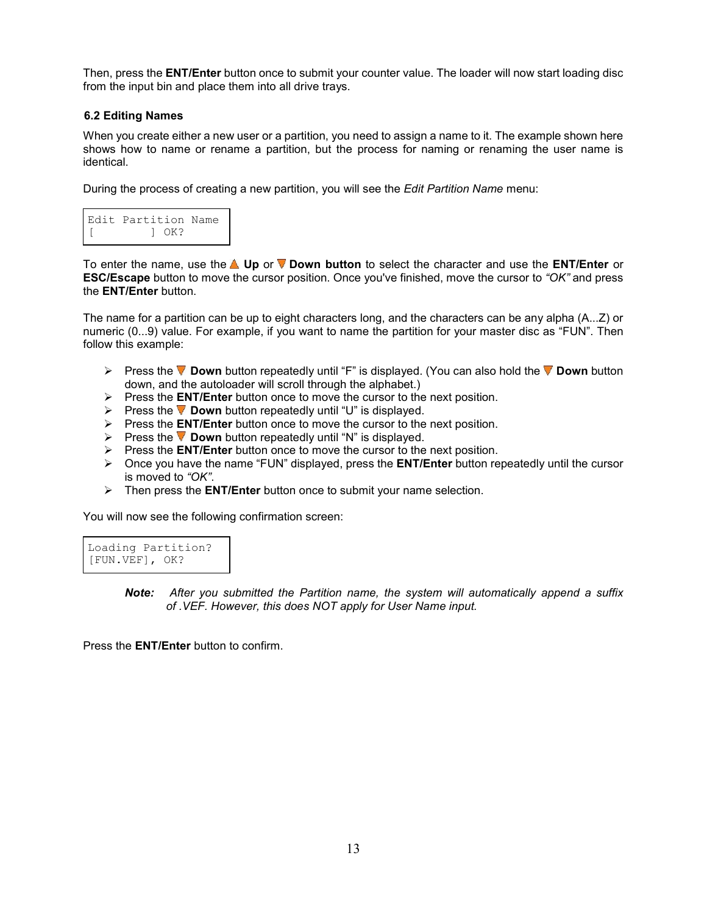Then, press the **ENT/Enter** button once to submit your counter value. The loader will now start loading disc from the input bin and place them into all drive trays.

### 6.2 Editing Names

When you create either a new user or a partition, you need to assign a name to it. The example shown here shows how to name or rename a partition, but the process for naming or renaming the user name is identical.

During the process of creating a new partition, you will see the *Edit Partition Name* menu:

```
Edit Partition Name
[        ] OK?
```

To enter the name, use the ▲ **Up** or ▼ **Down button** to select the character and use the **ENT/Enter** or **ESC/Escape** button to move the cursor position. Once you've finished, move the cursor to *"OK"* and press the **ENT/Enter** button.

The name for a partition can be up to eight characters long, and the characters can be any alpha (A...Z) or numeric (0...9) value. For example, if you want to name the partition for your master disc as "FUN". Then follow this example:

- Press the ▼ **Down** button repeatedly until "F" is displayed. (You can also hold the ▼ **Down** button down, and the autoloader will scroll through the alphabet.)
- Press the **ENT/Enter** button once to move the cursor to the next position.
- Press the ▼ **Down** button repeatedly until "U" is displayed.
- Press the **ENT/Enter** button once to move the cursor to the next position.
- Press the ▼ **Down** button repeatedly until "N" is displayed.
- Press the **ENT/Enter** button once to move the cursor to the next position.
- Once you have the name "FUN" displayed, press the **ENT/Enter** button repeatedly until the cursor is moved to *"OK"*.
- Then press the **ENT/Enter** button once to submit your name selection.

You will now see the following confirmation screen:

```
Loading Partition?
[FUN.VEF], OK?
```

> ***Note:*** *After you submitted the Partition name, the system will automatically append a suffix of .VEF. However, this does NOT apply for User Name input.*

Press the **ENT/Enter** button to confirm.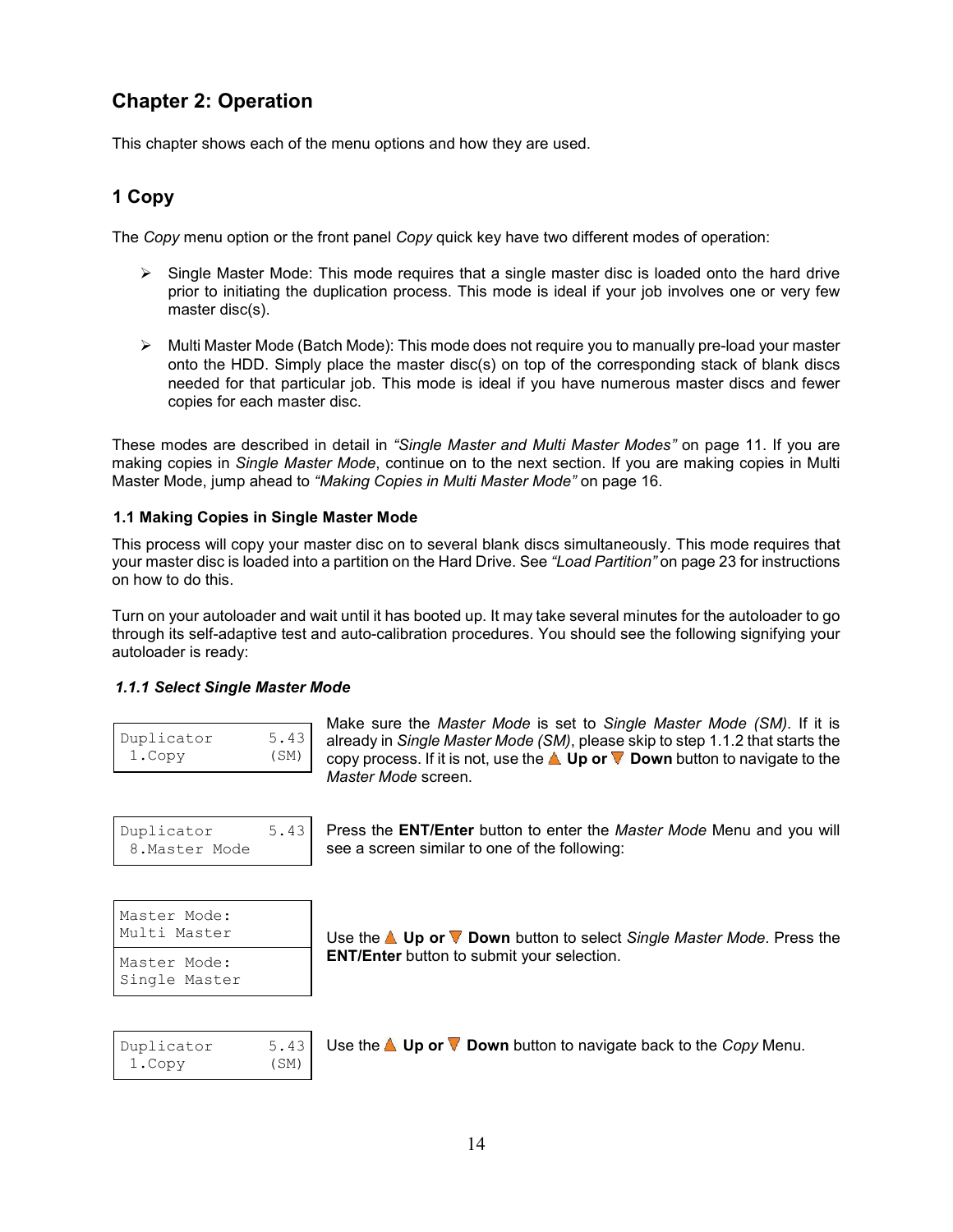# Chapter 2: Operation

This chapter shows each of the menu options and how they are used.

## 1 Copy

The *Copy* menu option or the front panel *Copy* quick key have two different modes of operation:

- Single Master Mode: This mode requires that a single master disc is loaded onto the hard drive prior to initiating the duplication process. This mode is ideal if your job involves one or very few master disc(s).
- Multi Master Mode (Batch Mode): This mode does not require you to manually pre-load your master onto the HDD. Simply place the master disc(s) on top of the corresponding stack of blank discs needed for that particular job. This mode is ideal if you have numerous master discs and fewer copies for each master disc.

These modes are described in detail in *"Single Master and Multi Master Modes"* on page 11. If you are making copies in *Single Master Mode*, continue on to the next section. If you are making copies in Multi Master Mode, jump ahead to *"Making Copies in Multi Master Mode"* on page 16.

### 1.1 Making Copies in Single Master Mode

This process will copy your master disc on to several blank discs simultaneously. This mode requires that your master disc is loaded into a partition on the Hard Drive. See *"Load Partition"* on page 23 for instructions on how to do this.

Turn on your autoloader and wait until it has booted up. It may take several minutes for the autoloader to go through its self-adaptive test and auto-calibration procedures. You should see the following signifying your autoloader is ready:

#### *1.1.1 Select Single Master Mode*

```
Duplicator      5.43
 1.Copy         (SM)
```

Make sure the *Master Mode* is set to *Single Master Mode (SM)*. If it is already in *Single Master Mode (SM)*, please skip to step 1.1.2 that starts the copy process. If it is not, use the **Up or Down** button to navigate to the *Master Mode* screen.

```
Duplicator      5.43
 8.Master Mode
```

Press the **ENT/Enter** button to enter the *Master Mode* Menu and you will see a screen similar to one of the following:

```
Master Mode:
Multi Master
```

```
Master Mode:
Single Master
```

Use the **Up or Down** button to select *Single Master Mode*. Press the **ENT/Enter** button to submit your selection.

```
Duplicator      5.43
 1.Copy         (SM)
```

Use the **Up or Down** button to navigate back to the *Copy* Menu.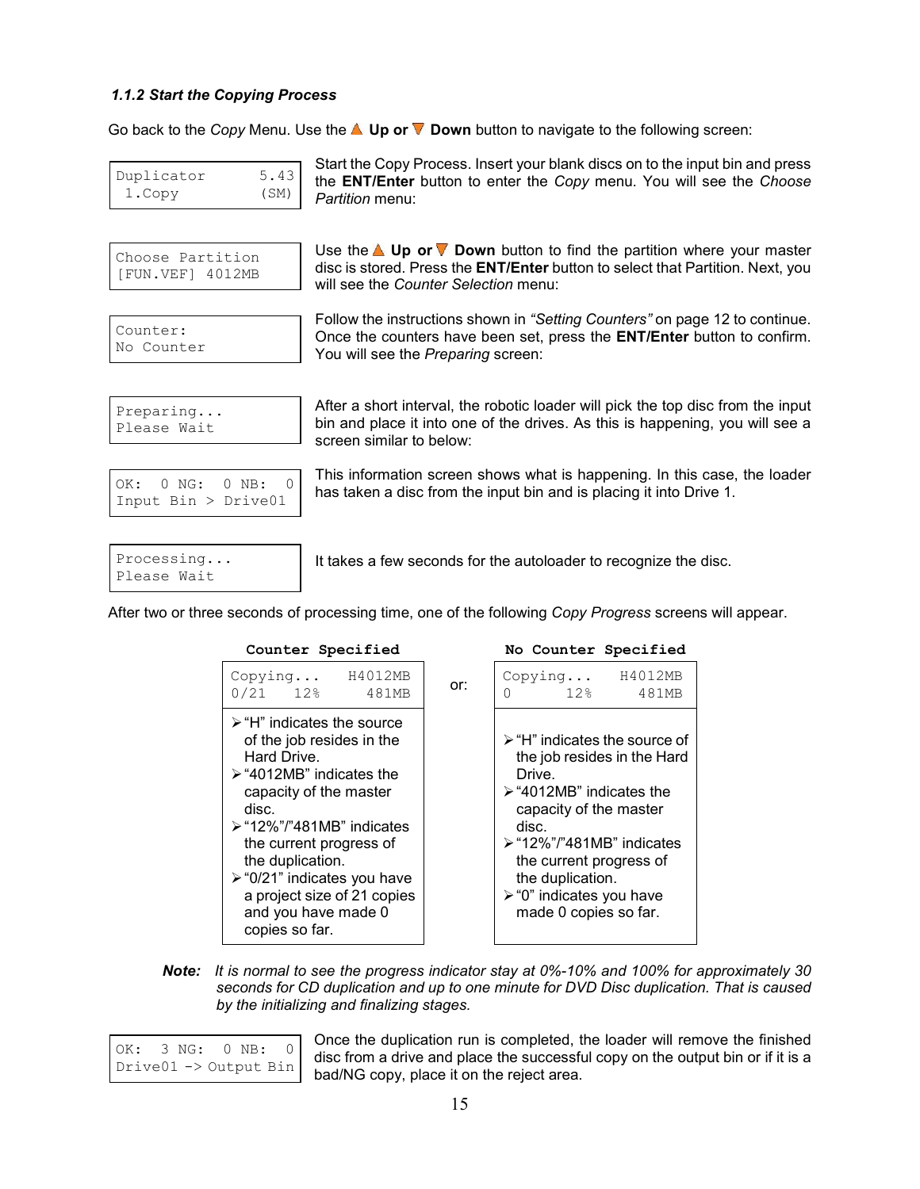### *1.1.2 Start the Copying Process*

Go back to the *Copy* Menu. Use the ▲ **Up or** ▼ **Down** button to navigate to the following screen:

```
Duplicator      5.43
 1.Copy         (SM)
```

Start the Copy Process. Insert your blank discs on to the input bin and press the **ENT/Enter** button to enter the *Copy* menu. You will see the *Choose Partition* menu:

```
Choose Partition
[FUN.VEF] 4012MB
```

Use the ▲ **Up or** ▼ **Down** button to find the partition where your master disc is stored. Press the **ENT/Enter** button to select that Partition. Next, you will see the *Counter Selection* menu:

```
Counter:
No Counter
```

Follow the instructions shown in *"Setting Counters"* on page 12 to continue. Once the counters have been set, press the **ENT/Enter** button to confirm. You will see the *Preparing* screen:

```
Preparing...
Please Wait
```

After a short interval, the robotic loader will pick the top disc from the input bin and place it into one of the drives. As this is happening, you will see a screen similar to below:

```
OK:  0 NG:  0 NB:  0
Input Bin > Drive01
```

This information screen shows what is happening. In this case, the loader has taken a disc from the input bin and is placing it into Drive 1.

```
Processing...
Please Wait
```

It takes a few seconds for the autoloader to recognize the disc.

After two or three seconds of processing time, one of the following *Copy Progress* screens will appear.

**Counter Specified**

```
Copying...   H4012MB
0/21   12%     481MB
```

- "H" indicates the source of the job resides in the Hard Drive.
- "4012MB" indicates the capacity of the master disc.
- "12%"/"481MB" indicates the current progress of the duplication.
- "0/21" indicates you have a project size of 21 copies and you have made 0 copies so far.

or:

**No Counter Specified**

```
Copying...   H4012MB
0        12%   481MB
```

- "H" indicates the source of the job resides in the Hard Drive.
- "4012MB" indicates the capacity of the master disc.
- "12%"/"481MB" indicates the current progress of the duplication.
- "0" indicates you have made 0 copies so far.

***Note:*** *It is normal to see the progress indicator stay at 0%-10% and 100% for approximately 30 seconds for CD duplication and up to one minute for DVD Disc duplication. That is caused by the initializing and finalizing stages.*

```
OK:  3 NG:  0 NB:  0
Drive01 -> Output Bin
```

Once the duplication run is completed, the loader will remove the finished disc from a drive and place the successful copy on the output bin or if it is a bad/NG copy, place it on the reject area.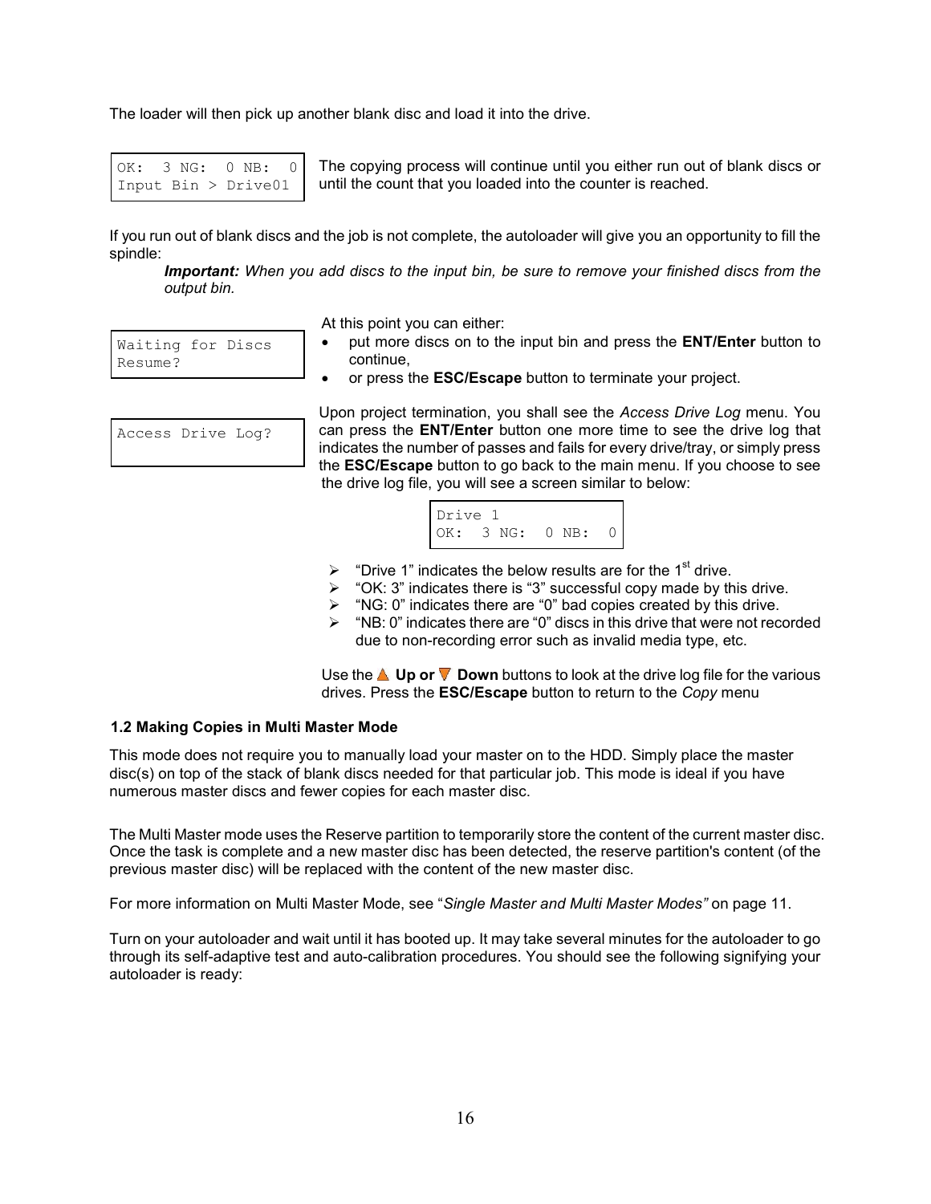The loader will then pick up another blank disc and load it into the drive.

```
OK:  3 NG:  0 NB:  0
Input Bin > Drive01
```

The copying process will continue until you either run out of blank discs or until the count that you loaded into the counter is reached.

If you run out of blank discs and the job is not complete, the autoloader will give you an opportunity to fill the spindle:

> ***Important:*** *When you add discs to the input bin, be sure to remove your finished discs from the output bin.*

```
Waiting for Discs
Resume?
```

At this point you can either:

- put more discs on to the input bin and press the **ENT/Enter** button to continue,
- or press the **ESC/Escape** button to terminate your project.

```
Access Drive Log?
```

Upon project termination, you shall see the *Access Drive Log* menu. You can press the **ENT/Enter** button one more time to see the drive log that indicates the number of passes and fails for every drive/tray, or simply press the **ESC/Escape** button to go back to the main menu. If you choose to see the drive log file, you will see a screen similar to below:

```
Drive 1
OK:  3 NG:  0 NB:  0
```

- "Drive 1" indicates the below results are for the 1st drive.
- "OK: 3" indicates there is "3" successful copy made by this drive.
- "NG: 0" indicates there are "0" bad copies created by this drive.
- "NB: 0" indicates there are "0" discs in this drive that were not recorded due to non-recording error such as invalid media type, etc.

Use the ▲ **Up or** ▼ **Down** buttons to look at the drive log file for the various drives. Press the **ESC/Escape** button to return to the *Copy* menu

### 1.2 Making Copies in Multi Master Mode

This mode does not require you to manually load your master on to the HDD. Simply place the master disc(s) on top of the stack of blank discs needed for that particular job. This mode is ideal if you have numerous master discs and fewer copies for each master disc.

The Multi Master mode uses the Reserve partition to temporarily store the content of the current master disc. Once the task is complete and a new master disc has been detected, the reserve partition's content (of the previous master disc) will be replaced with the content of the new master disc.

For more information on Multi Master Mode, see "*Single Master and Multi Master Modes"* on page 11.

Turn on your autoloader and wait until it has booted up. It may take several minutes for the autoloader to go through its self-adaptive test and auto-calibration procedures. You should see the following signifying your autoloader is ready: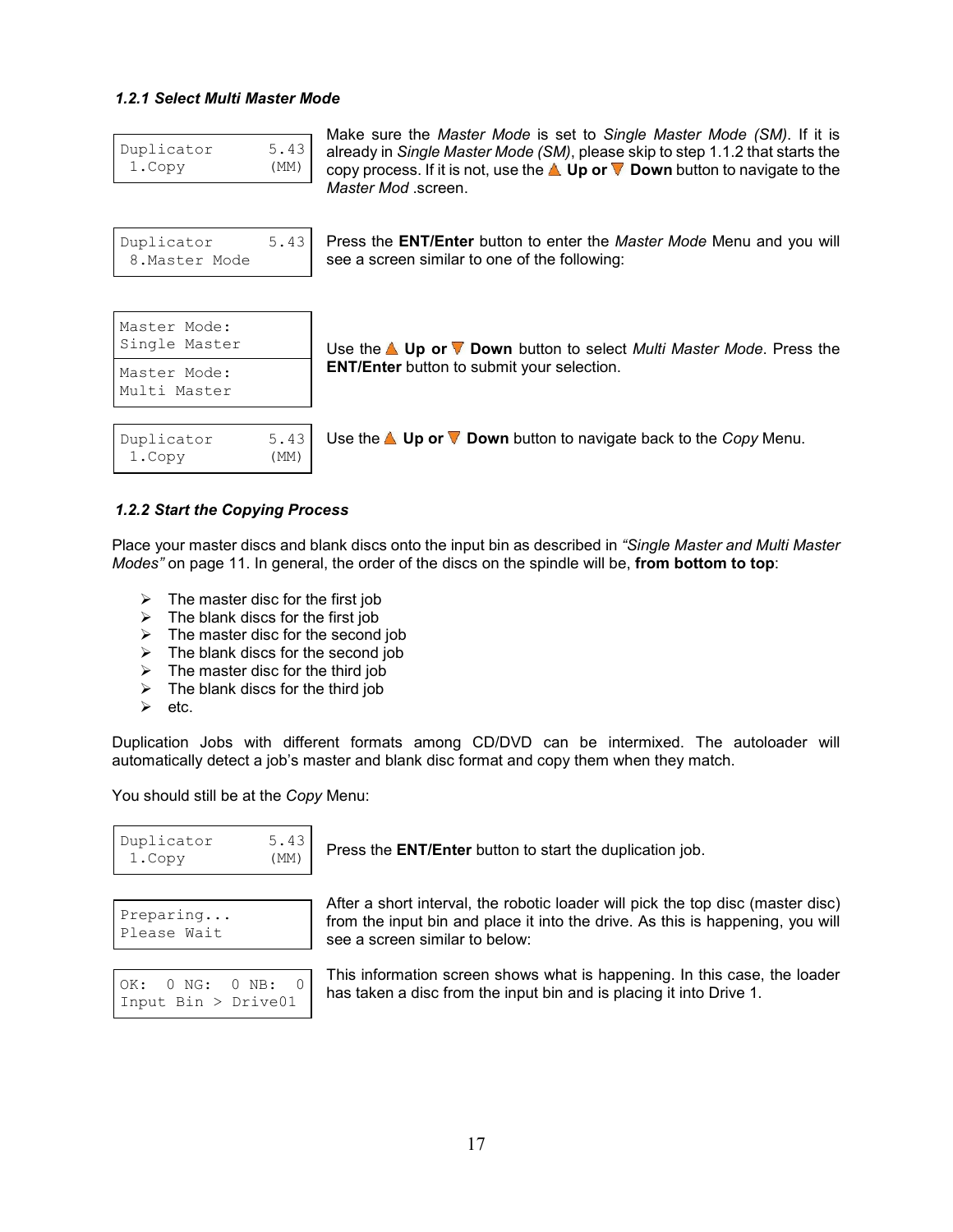#### *1.2.1 Select Multi Master Mode*

```
Duplicator      5.43
 1.Copy         (MM)
```

Make sure the *Master Mode* is set to *Single Master Mode (SM)*. If it is already in *Single Master Mode (SM)*, please skip to step 1.1.2 that starts the copy process. If it is not, use the **Up or** **Down** button to navigate to the *Master Mod* .screen.

```
Duplicator      5.43
 8.Master Mode
```

Press the **ENT/Enter** button to enter the *Master Mode* Menu and you will see a screen similar to one of the following:

```
Master Mode:
Single Master
```

```
Master Mode:
Multi Master
```

Use the **Up or** **Down** button to select *Multi Master Mode*. Press the **ENT/Enter** button to submit your selection.

```
Duplicator      5.43
 1.Copy         (MM)
```

Use the **Up or** **Down** button to navigate back to the *Copy* Menu.

#### *1.2.2 Start the Copying Process*

Place your master discs and blank discs onto the input bin as described in *"Single Master and Multi Master Modes"* on page 11. In general, the order of the discs on the spindle will be, **from bottom to top**:

- The master disc for the first job
- The blank discs for the first job
- The master disc for the second job
- The blank discs for the second job
- The master disc for the third job
- The blank discs for the third job
- etc.

Duplication Jobs with different formats among CD/DVD can be intermixed. The autoloader will automatically detect a job's master and blank disc format and copy them when they match.

You should still be at the *Copy* Menu:

```
Duplicator      5.43
 1.Copy         (MM)
```

Press the **ENT/Enter** button to start the duplication job.

```
Preparing...
Please Wait
```

After a short interval, the robotic loader will pick the top disc (master disc) from the input bin and place it into the drive. As this is happening, you will see a screen similar to below:

```
OK:  0 NG:  0 NB:  0
Input Bin > Drive01
```

This information screen shows what is happening. In this case, the loader has taken a disc from the input bin and is placing it into Drive 1.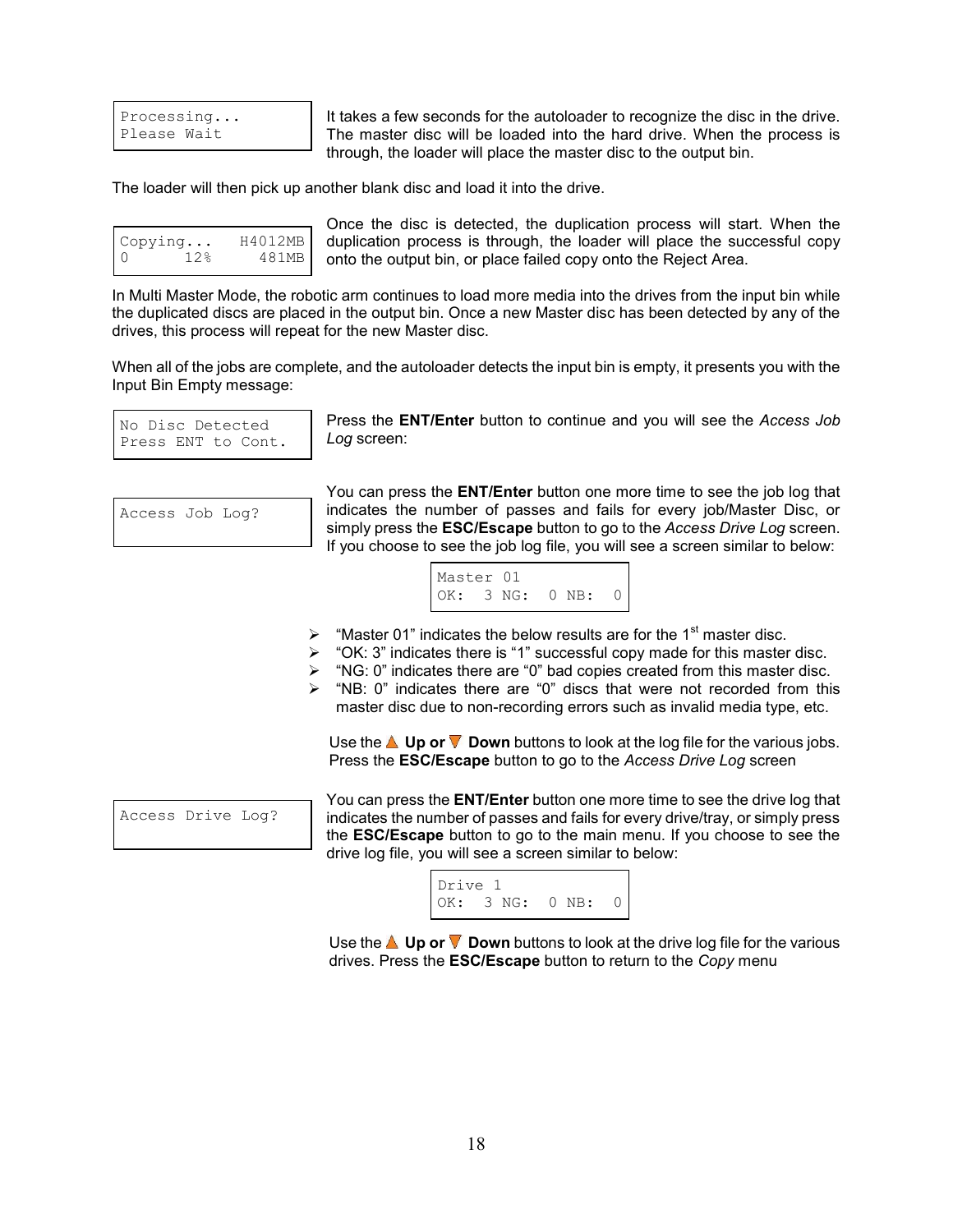```
Processing...
Please Wait
```

It takes a few seconds for the autoloader to recognize the disc in the drive. The master disc will be loaded into the hard drive. When the process is through, the loader will place the master disc to the output bin.

The loader will then pick up another blank disc and load it into the drive.

```
Copying...    H4012MB
0       12%     481MB
```

Once the disc is detected, the duplication process will start. When the duplication process is through, the loader will place the successful copy onto the output bin, or place failed copy onto the Reject Area.

In Multi Master Mode, the robotic arm continues to load more media into the drives from the input bin while the duplicated discs are placed in the output bin. Once a new Master disc has been detected by any of the drives, this process will repeat for the new Master disc.

When all of the jobs are complete, and the autoloader detects the input bin is empty, it presents you with the Input Bin Empty message:

```
No Disc Detected
Press ENT to Cont.
```

Press the **ENT/Enter** button to continue and you will see the *Access Job Log* screen:

```
Access Job Log?
```

You can press the **ENT/Enter** button one more time to see the job log that indicates the number of passes and fails for every job/Master Disc, or simply press the **ESC/Escape** button to go to the *Access Drive Log* screen. If you choose to see the job log file, you will see a screen similar to below:

```
Master 01
OK:  3 NG:  0 NB:  0
```

- "Master 01" indicates the below results are for the 1st master disc.
- "OK: 3" indicates there is "1" successful copy made for this master disc.
- "NG: 0" indicates there are "0" bad copies created from this master disc.
- "NB: 0" indicates there are "0" discs that were not recorded from this master disc due to non-recording errors such as invalid media type, etc.

Use the ▲ **Up or** ▼ **Down** buttons to look at the log file for the various jobs. Press the **ESC/Escape** button to go to the *Access Drive Log* screen

```
Access Drive Log?
```

You can press the **ENT/Enter** button one more time to see the drive log that indicates the number of passes and fails for every drive/tray, or simply press the **ESC/Escape** button to go to the main menu. If you choose to see the drive log file, you will see a screen similar to below:

```
Drive 1
OK:  3 NG:  0 NB:  0
```

Use the ▲ **Up or** ▼ **Down** buttons to look at the drive log file for the various drives. Press the **ESC/Escape** button to return to the *Copy* menu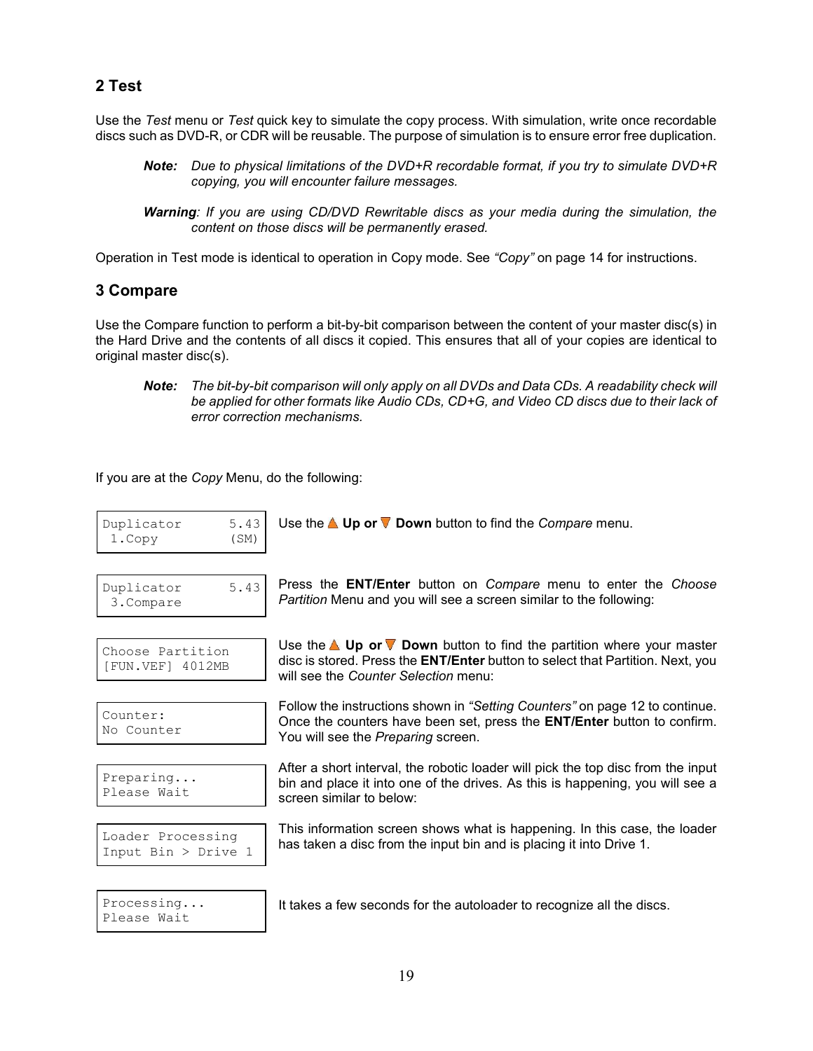## 2 Test

Use the *Test* menu or *Test* quick key to simulate the copy process. With simulation, write once recordable discs such as DVD-R, or CDR will be reusable. The purpose of simulation is to ensure error free duplication.

> ***Note:*** *Due to physical limitations of the DVD+R recordable format, if you try to simulate DVD+R copying, you will encounter failure messages.*

> ***Warning****: If you are using CD/DVD Rewritable discs as your media during the simulation, the content on those discs will be permanently erased.*

Operation in Test mode is identical to operation in Copy mode. See *"Copy"* on page 14 for instructions.

## 3 Compare

Use the Compare function to perform a bit-by-bit comparison between the content of your master disc(s) in the Hard Drive and the contents of all discs it copied. This ensures that all of your copies are identical to original master disc(s).

> ***Note:*** *The bit-by-bit comparison will only apply on all DVDs and Data CDs. A readability check will be applied for other formats like Audio CDs, CD+G, and Video CD discs due to their lack of error correction mechanisms.*

If you are at the *Copy* Menu, do the following:

```
Duplicator      5.43
 1.Copy         (SM)
```

Use the ▲ **Up or** ▼ **Down** button to find the *Compare* menu.

```
Duplicator      5.43
 3.Compare
```

Press the **ENT/Enter** button on *Compare* menu to enter the *Choose Partition* Menu and you will see a screen similar to the following:

```
Choose Partition
[FUN.VEF] 4012MB
```

Use the ▲ **Up or** ▼ **Down** button to find the partition where your master disc is stored. Press the **ENT/Enter** button to select that Partition. Next, you will see the *Counter Selection* menu:

```
Counter:
No Counter
```

Follow the instructions shown in *"Setting Counters"* on page 12 to continue. Once the counters have been set, press the **ENT/Enter** button to confirm. You will see the *Preparing* screen.

```
Preparing...
Please Wait
```

After a short interval, the robotic loader will pick the top disc from the input bin and place it into one of the drives. As this is happening, you will see a screen similar to below:

```
Loader Processing
Input Bin > Drive 1
```

This information screen shows what is happening. In this case, the loader has taken a disc from the input bin and is placing it into Drive 1.

```
Processing...
Please Wait
```

It takes a few seconds for the autoloader to recognize all the discs.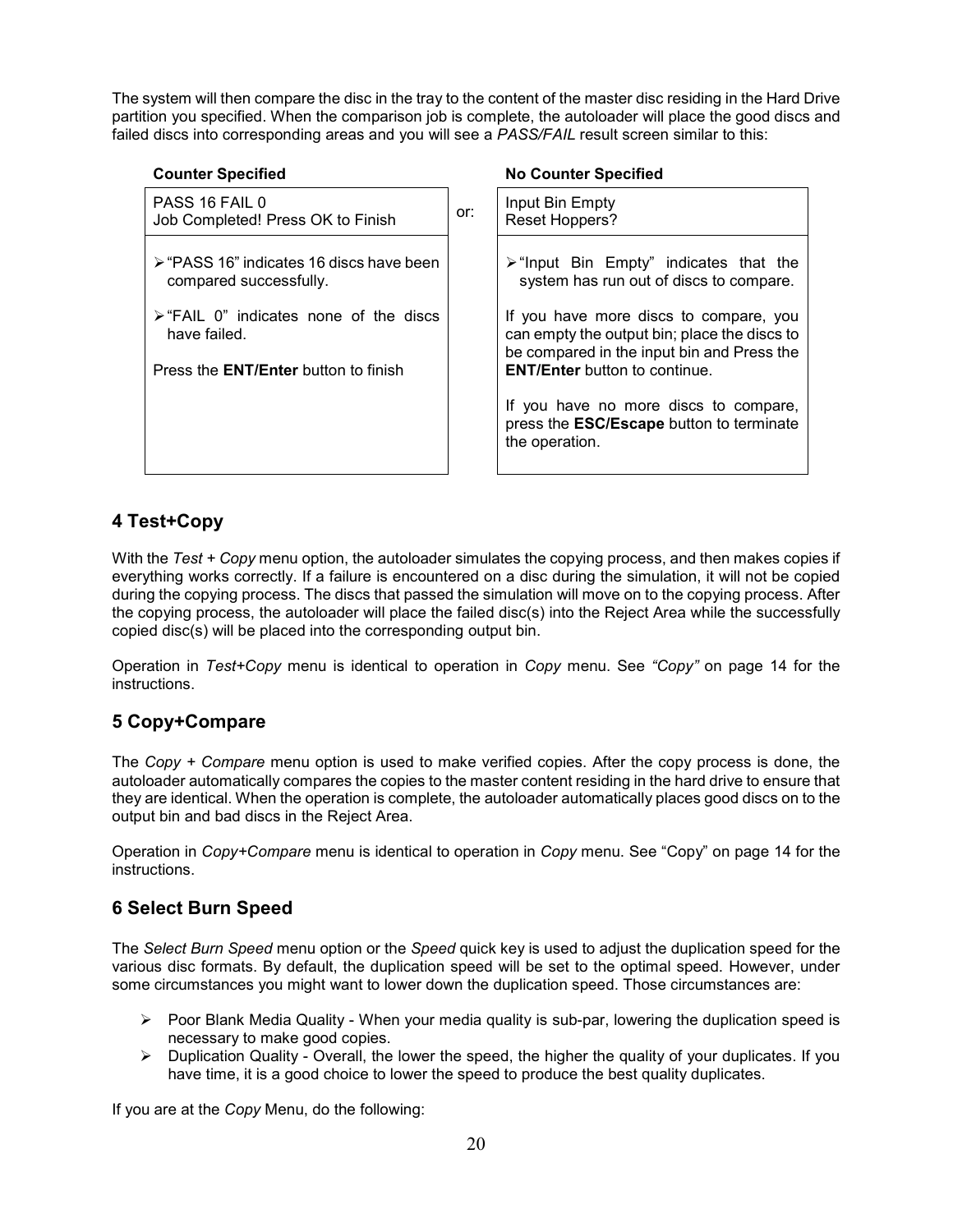The system will then compare the disc in the tray to the content of the master disc residing in the Hard Drive partition you specified. When the comparison job is complete, the autoloader will place the good discs and failed discs into corresponding areas and you will see a *PASS/FAIL* result screen similar to this:

| **Counter Specified** | | **No Counter Specified** |
|---|---|---|
| PASS 16 FAIL 0<br>Job Completed! Press OK to Finish | or: | Input Bin Empty<br>Reset Hoppers? |
| ➢ "PASS 16" indicates 16 discs have been compared successfully.<br><br>➢ "FAIL 0" indicates none of the discs have failed.<br><br>Press the **ENT/Enter** button to finish | | ➢ "Input Bin Empty" indicates that the system has run out of discs to compare.<br><br>If you have more discs to compare, you can empty the output bin; place the discs to be compared in the input bin and Press the **ENT/Enter** button to continue.<br><br>If you have no more discs to compare, press the **ESC/Escape** button to terminate the operation. |

## 4 Test+Copy

With the *Test + Copy* menu option, the autoloader simulates the copying process, and then makes copies if everything works correctly. If a failure is encountered on a disc during the simulation, it will not be copied during the copying process. The discs that passed the simulation will move on to the copying process. After the copying process, the autoloader will place the failed disc(s) into the Reject Area while the successfully copied disc(s) will be placed into the corresponding output bin.

Operation in *Test+Copy* menu is identical to operation in *Copy* menu. See *"Copy"* on page 14 for the instructions.

## 5 Copy+Compare

The *Copy + Compare* menu option is used to make verified copies. After the copy process is done, the autoloader automatically compares the copies to the master content residing in the hard drive to ensure that they are identical. When the operation is complete, the autoloader automatically places good discs on to the output bin and bad discs in the Reject Area.

Operation in *Copy+Compare* menu is identical to operation in *Copy* menu. See "Copy" on page 14 for the instructions.

## 6 Select Burn Speed

The *Select Burn Speed* menu option or the *Speed* quick key is used to adjust the duplication speed for the various disc formats. By default, the duplication speed will be set to the optimal speed. However, under some circumstances you might want to lower down the duplication speed. Those circumstances are:

- Poor Blank Media Quality - When your media quality is sub-par, lowering the duplication speed is necessary to make good copies.
- Duplication Quality - Overall, the lower the speed, the higher the quality of your duplicates. If you have time, it is a good choice to lower the speed to produce the best quality duplicates.

If you are at the *Copy* Menu, do the following: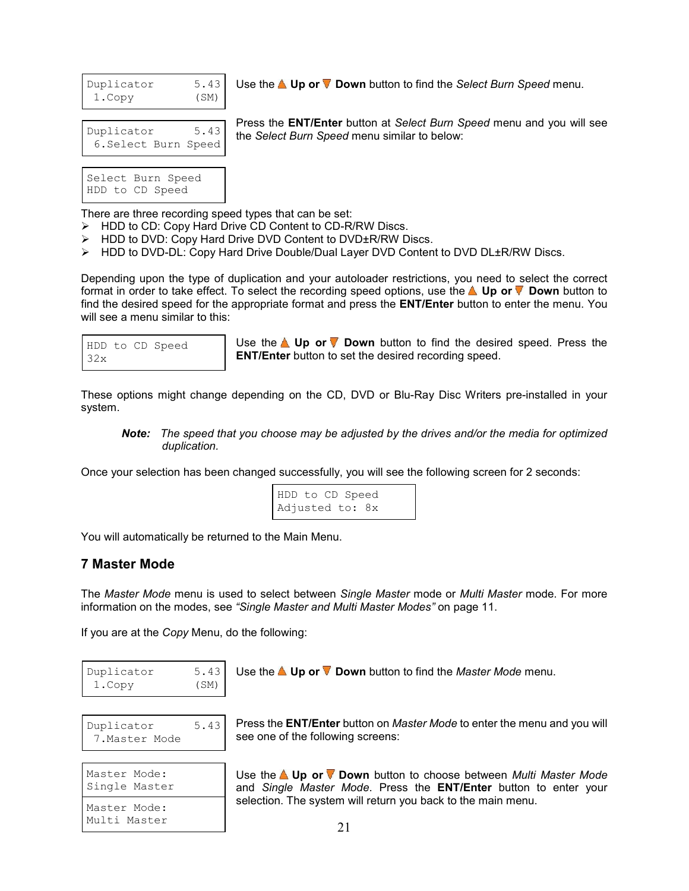```
Duplicator      5.43
 1.Copy         (SM)
```

Use the ▲ **Up or** ▼ **Down** button to find the *Select Burn Speed* menu.

```
Duplicator      5.43
 6.Select Burn Speed
```

Press the **ENT/Enter** button at *Select Burn Speed* menu and you will see the *Select Burn Speed* menu similar to below:

```
Select Burn Speed
HDD to CD Speed
```

There are three recording speed types that can be set:

- HDD to CD: Copy Hard Drive CD Content to CD-R/RW Discs.
- HDD to DVD: Copy Hard Drive DVD Content to DVD±R/RW Discs.
- HDD to DVD-DL: Copy Hard Drive Double/Dual Layer DVD Content to DVD DL±R/RW Discs.

Depending upon the type of duplication and your autoloader restrictions, you need to select the correct format in order to take effect. To select the recording speed options, use the ▲ **Up or** ▼ **Down** button to find the desired speed for the appropriate format and press the **ENT/Enter** button to enter the menu. You will see a menu similar to this:

```
HDD to CD Speed
32x
```

Use the ▲ **Up or** ▼ **Down** button to find the desired speed. Press the **ENT/Enter** button to set the desired recording speed.

These options might change depending on the CD, DVD or Blu-Ray Disc Writers pre-installed in your system.

> ***Note:*** *The speed that you choose may be adjusted by the drives and/or the media for optimized duplication.*

Once your selection has been changed successfully, you will see the following screen for 2 seconds:

```
HDD to CD Speed
Adjusted to: 8x
```

You will automatically be returned to the Main Menu.

## 7 Master Mode

The *Master Mode* menu is used to select between *Single Master* mode or *Multi Master* mode. For more information on the modes, see *"Single Master and Multi Master Modes"* on page 11.

If you are at the *Copy* Menu, do the following:

```
Duplicator      5.43
 1.Copy         (SM)
```

Use the ▲ **Up or** ▼ **Down** button to find the *Master Mode* menu.

```
Duplicator      5.43
 7.Master Mode
```

Press the **ENT/Enter** button on *Master Mode* to enter the menu and you will see one of the following screens:

```
Master Mode:
Single Master
```

```
Master Mode:
Multi Master
```

Use the ▲ **Up or** ▼ **Down** button to choose between *Multi Master Mode* and *Single Master Mode*. Press the **ENT/Enter** button to enter your selection. The system will return you back to the main menu.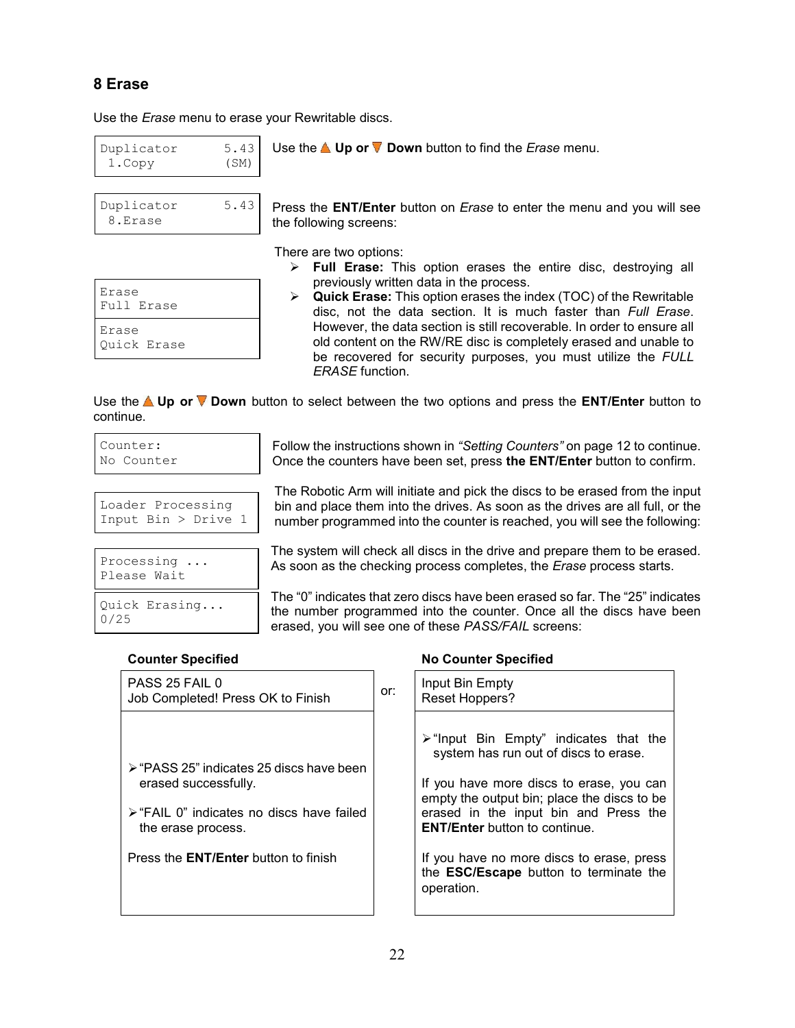## 8 Erase

Use the *Erase* menu to erase your Rewritable discs.

```
Duplicator      5.43
 1.Copy         (SM)
```

Use the ▲ **Up or** ▼ **Down** button to find the *Erase* menu.

```
Duplicator      5.43
 8.Erase
```

Press the **ENT/Enter** button on *Erase* to enter the menu and you will see the following screens:

```
Erase
Full Erase
```

```
Erase
Quick Erase
```

There are two options:

- **Full Erase:** This option erases the entire disc, destroying all previously written data in the process.
- **Quick Erase:** This option erases the index (TOC) of the Rewritable disc, not the data section. It is much faster than *Full Erase*. However, the data section is still recoverable. In order to ensure all old content on the RW/RE disc is completely erased and unable to be recovered for security purposes, you must utilize the *FULL ERASE* function.

Use the ▲ **Up or** ▼ **Down** button to select between the two options and press the **ENT/Enter** button to continue.

```
Counter:
No Counter
```

Follow the instructions shown in *"Setting Counters"* on page 12 to continue. Once the counters have been set, press **the ENT/Enter** button to confirm.

```
Loader Processing
Input Bin > Drive 1
```

The Robotic Arm will initiate and pick the discs to be erased from the input bin and place them into the drives. As soon as the drives are all full, or the number programmed into the counter is reached, you will see the following:

```
Processing ...
Please Wait
```

The system will check all discs in the drive and prepare them to be erased. As soon as the checking process completes, the *Erase* process starts.

```
Quick Erasing...
0/25
```

The "0" indicates that zero discs have been erased so far. The "25" indicates the number programmed into the counter. Once all the discs have been erased, you will see one of these *PASS/FAIL* screens:

| Counter Specified | | No Counter Specified |
|---|---|---|
| PASS 25 FAIL 0<br>Job Completed! Press OK to Finish | or: | Input Bin Empty<br>Reset Hoppers? |
| ➢ "PASS 25" indicates 25 discs have been erased successfully.<br><br>➢ "FAIL 0" indicates no discs have failed the erase process.<br><br>Press the **ENT/Enter** button to finish | | ➢ "Input Bin Empty" indicates that the system has run out of discs to erase.<br><br>If you have more discs to erase, you can empty the output bin; place the discs to be erased in the input bin and Press the **ENT/Enter** button to continue.<br><br>If you have no more discs to erase, press the **ESC/Escape** button to terminate the operation. |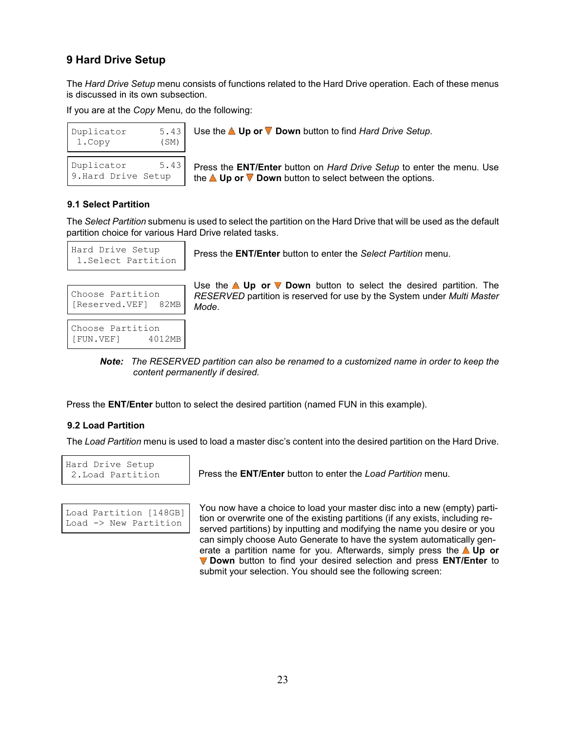## 9 Hard Drive Setup

The *Hard Drive Setup* menu consists of functions related to the Hard Drive operation. Each of these menus is discussed in its own subsection.

If you are at the *Copy* Menu, do the following:

```
Duplicator      5.43
 1.Copy         (SM)
```

Use the ▲ **Up or** ▼ **Down** button to find *Hard Drive Setup*.

```
Duplicator      5.43
9.Hard Drive Setup
```

Press the **ENT/Enter** button on *Hard Drive Setup* to enter the menu. Use the ▲ **Up or** ▼ **Down** button to select between the options.

### 9.1 Select Partition

The *Select Partition* submenu is used to select the partition on the Hard Drive that will be used as the default partition choice for various Hard Drive related tasks.

```
Hard Drive Setup
 1.Select Partition
```

Press the **ENT/Enter** button to enter the *Select Partition* menu.

```
Choose Partition
[Reserved.VEF]  82MB
```

Use the ▲ **Up or** ▼ **Down** button to select the desired partition. The *RESERVED* partition is reserved for use by the System under *Multi Master Mode*.

```
Choose Partition
[FUN.VEF]     4012MB
```

> ***Note:*** *The RESERVED partition can also be renamed to a customized name in order to keep the content permanently if desired.*

Press the **ENT/Enter** button to select the desired partition (named FUN in this example).

### 9.2 Load Partition

The *Load Partition* menu is used to load a master disc's content into the desired partition on the Hard Drive.

```
Hard Drive Setup
 2.Load Partition
```

Press the **ENT/Enter** button to enter the *Load Partition* menu.

```
Load Partition [148GB]
Load -> New Partition
```

You now have a choice to load your master disc into a new (empty) partition or overwrite one of the existing partitions (if any exists, including reserved partitions) by inputting and modifying the name you desire or you can simply choose Auto Generate to have the system automatically generate a partition name for you. Afterwards, simply press the ▲ **Up or** ▼ **Down** button to find your desired selection and press **ENT/Enter** to submit your selection. You should see the following screen: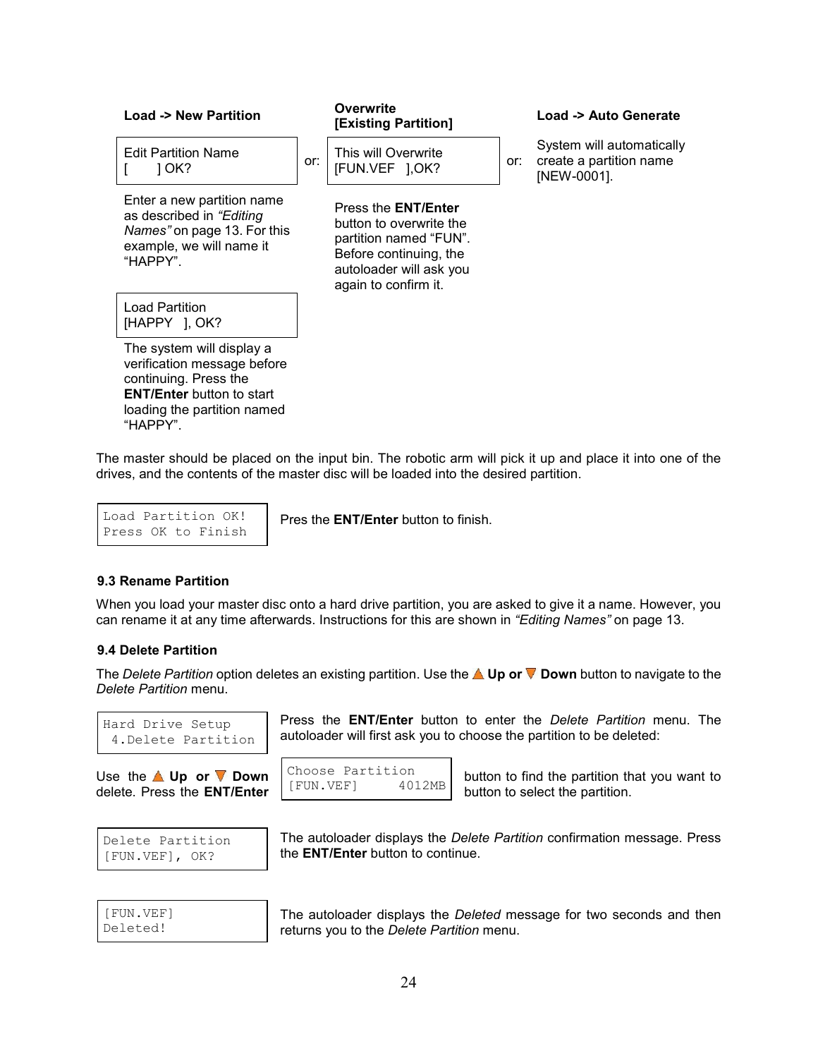| **Load -> New Partition** | | **Overwrite [Existing Partition]** | | **Load -> Auto Generate** |
|---|---|---|---|---|
| Edit Partition Name<br>[       ] OK? | or: | This will Overwrite<br>[FUN.VEF   ],OK? | or: | System will automatically create a partition name [NEW-0001]. |
| Enter a new partition name as described in *"Editing Names"* on page 13. For this example, we will name it "HAPPY". | | Press the **ENT/Enter** button to overwrite the partition named "FUN". Before continuing, the autoloader will ask you again to confirm it. | | |
| Load Partition<br>[HAPPY   ], OK? | | | | |
| The system will display a verification message before continuing. Press the **ENT/Enter** button to start loading the partition named "HAPPY". | | | | |

The master should be placed on the input bin. The robotic arm will pick it up and place it into one of the drives, and the contents of the master disc will be loaded into the desired partition.

```
Load Partition OK!
Press OK to Finish
```

Pres the **ENT/Enter** button to finish.

### 9.3 Rename Partition

When you load your master disc onto a hard drive partition, you are asked to give it a name. However, you can rename it at any time afterwards. Instructions for this are shown in *"Editing Names"* on page 13.

### 9.4 Delete Partition

The *Delete Partition* option deletes an existing partition. Use the ▲ **Up or** ▼ **Down** button to navigate to the *Delete Partition* menu.

```
Hard Drive Setup
 4.Delete Partition
```

Press the **ENT/Enter** button to enter the *Delete Partition* menu. The autoloader will first ask you to choose the partition to be deleted:

```
Choose Partition
[FUN.VEF]      4012MB
```

Use the ▲ **Up or** ▼ **Down** button to find the partition that you want to delete. Press the **ENT/Enter** button to select the partition.

```
Delete Partition
[FUN.VEF], OK?
```

The autoloader displays the *Delete Partition* confirmation message. Press the **ENT/Enter** button to continue.

```
[FUN.VEF]
Deleted!
```

The autoloader displays the *Deleted* message for two seconds and then returns you to the *Delete Partition* menu.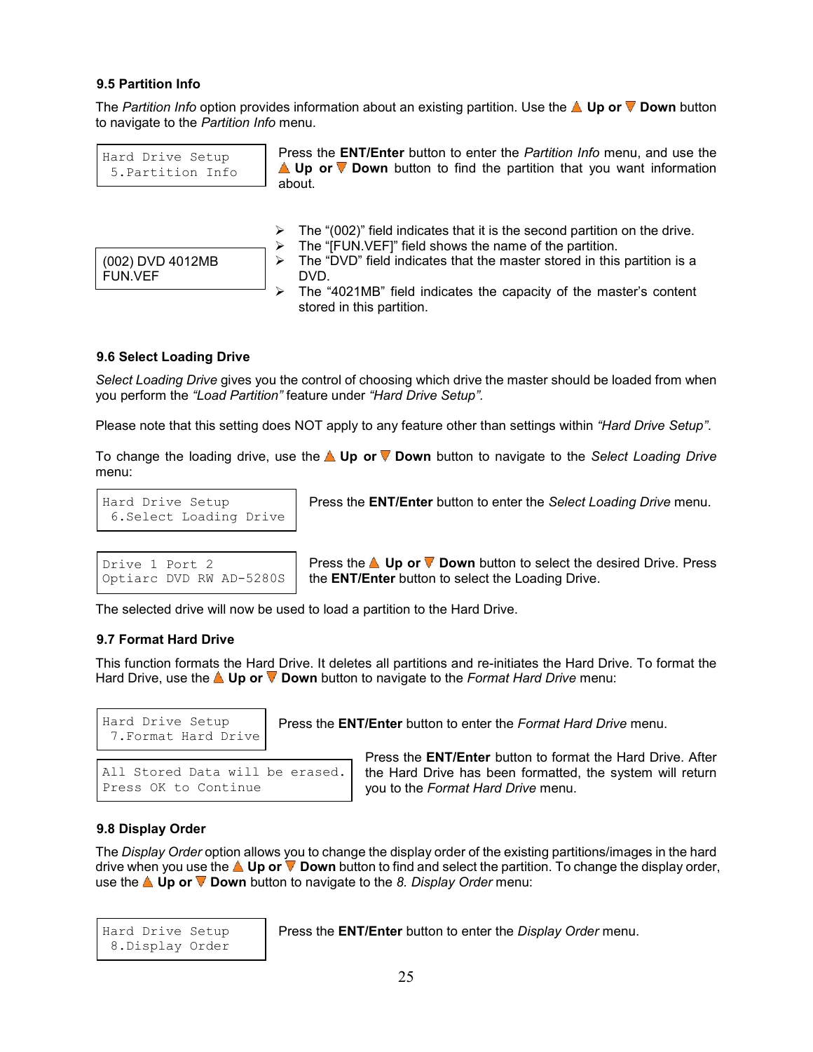### 9.5 Partition Info

The *Partition Info* option provides information about an existing partition. Use the ▲ **Up or** ▼ **Down** button to navigate to the *Partition Info* menu.

```
Hard Drive Setup
 5.Partition Info
```

Press the **ENT/Enter** button to enter the *Partition Info* menu, and use the ▲ **Up or** ▼ **Down** button to find the partition that you want information about.

```
(002) DVD 4012MB
FUN.VEF
```

- The "(002)" field indicates that it is the second partition on the drive.
- The "[FUN.VEF]" field shows the name of the partition.
- The "DVD" field indicates that the master stored in this partition is a DVD.
- The "4021MB" field indicates the capacity of the master's content stored in this partition.

### 9.6 Select Loading Drive

*Select Loading Drive* gives you the control of choosing which drive the master should be loaded from when you perform the *"Load Partition"* feature under *"Hard Drive Setup".*

Please note that this setting does NOT apply to any feature other than settings within *"Hard Drive Setup"*.

To change the loading drive, use the ▲ **Up or** ▼ **Down** button to navigate to the *Select Loading Drive* menu:

```
Hard Drive Setup
 6.Select Loading Drive
```

Press the **ENT/Enter** button to enter the *Select Loading Drive* menu.

```
Drive 1 Port 2
Optiarc DVD RW AD-5280S
```

Press the ▲ **Up or** ▼ **Down** button to select the desired Drive. Press the **ENT/Enter** button to select the Loading Drive.

The selected drive will now be used to load a partition to the Hard Drive.

### 9.7 Format Hard Drive

This function formats the Hard Drive. It deletes all partitions and re-initiates the Hard Drive. To format the Hard Drive, use the ▲ **Up or** ▼ **Down** button to navigate to the *Format Hard Drive* menu:

```
Hard Drive Setup
 7.Format Hard Drive
```

Press the **ENT/Enter** button to enter the *Format Hard Drive* menu.

```
All Stored Data will be erased.
Press OK to Continue
```

Press the **ENT/Enter** button to format the Hard Drive. After the Hard Drive has been formatted, the system will return you to the *Format Hard Drive* menu.

### 9.8 Display Order

The *Display Order* option allows you to change the display order of the existing partitions/images in the hard drive when you use the ▲ **Up or** ▼ **Down** button to find and select the partition. To change the display order, use the ▲ **Up or** ▼ **Down** button to navigate to the *8. Display Order* menu:

```
Hard Drive Setup
 8.Display Order
```

Press the **ENT/Enter** button to enter the *Display Order* menu.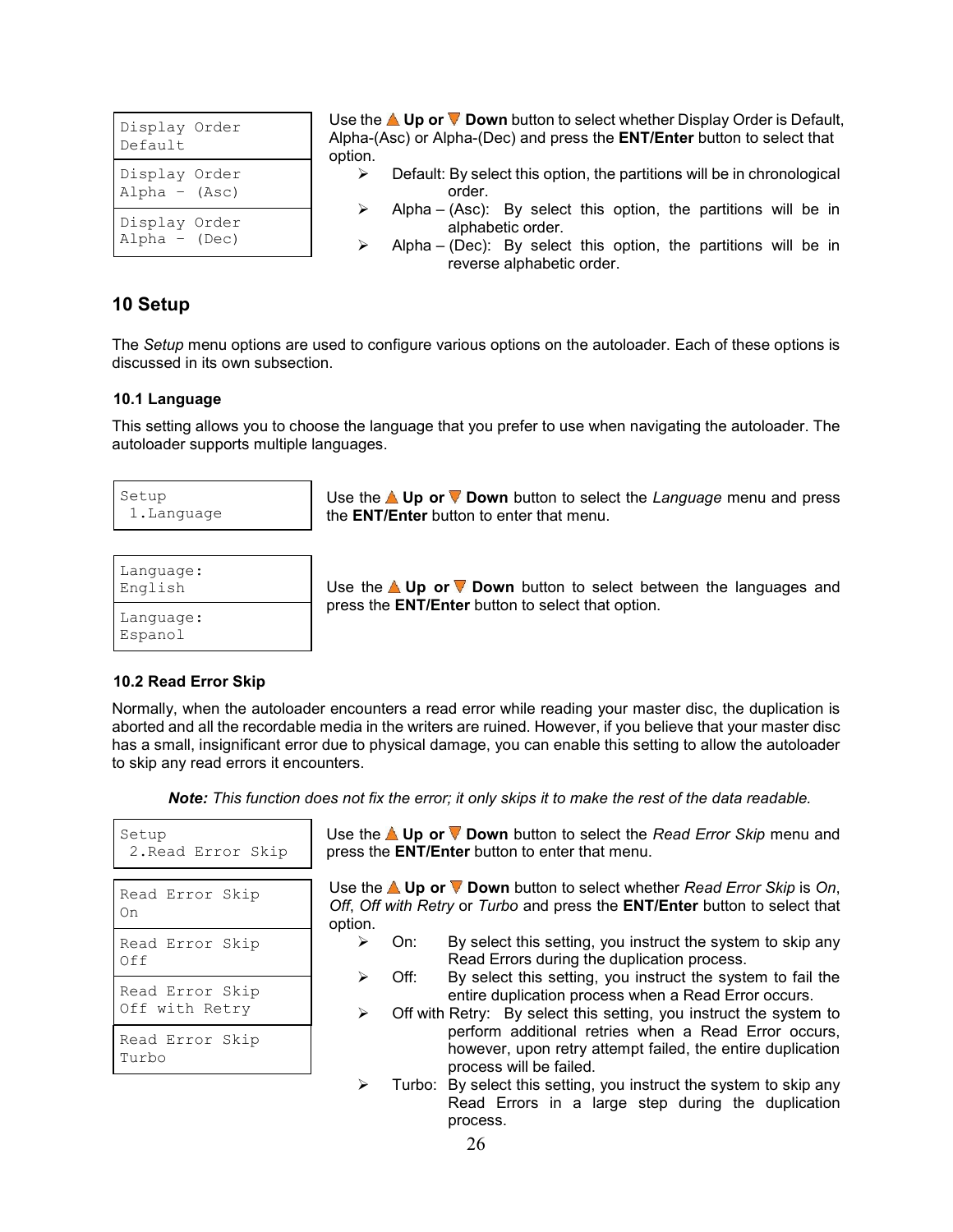| LCD Display | Description |
| --- | --- |
| Display Order<br>Default | Use the ▲ **Up or** ▼ **Down** button to select whether Display Order is Default, Alpha-(Asc) or Alpha-(Dec) and press the **ENT/Enter** button to select that option.<br>➢ Default: By select this option, the partitions will be in chronological order.<br>➢ Alpha – (Asc): By select this option, the partitions will be in alphabetic order.<br>➢ Alpha – (Dec): By select this option, the partitions will be in reverse alphabetic order. |
| Display Order<br>Alpha – (Asc) | |
| Display Order<br>Alpha – (Dec) | |

# 10 Setup

The *Setup* menu options are used to configure various options on the autoloader. Each of these options is discussed in its own subsection.

## 10.1 Language

This setting allows you to choose the language that you prefer to use when navigating the autoloader. The autoloader supports multiple languages.

| LCD Display | Description |
| --- | --- |
| Setup<br>1.Language | Use the ▲ **Up or** ▼ **Down** button to select the *Language* menu and press the **ENT/Enter** button to enter that menu. |

| LCD Display | Description |
| --- | --- |
| Language:<br>English | Use the ▲ **Up or** ▼ **Down** button to select between the languages and press the **ENT/Enter** button to select that option. |
| Language:<br>Espanol | |

## 10.2 Read Error Skip

Normally, when the autoloader encounters a read error while reading your master disc, the duplication is aborted and all the recordable media in the writers are ruined. However, if you believe that your master disc has a small, insignificant error due to physical damage, you can enable this setting to allow the autoloader to skip any read errors it encounters.

***Note:*** *This function does not fix the error; it only skips it to make the rest of the data readable.*

| LCD Display | Description |
| --- | --- |
| Setup<br>2.Read Error Skip | Use the ▲ **Up or** ▼ **Down** button to select the *Read Error Skip* menu and press the **ENT/Enter** button to enter that menu. |

| LCD Display | Description |
| --- | --- |
| Read Error Skip<br>On | Use the ▲ **Up or** ▼ **Down** button to select whether *Read Error Skip* is *On*, *Off*, *Off with Retry* or *Turbo* and press the **ENT/Enter** button to select that option.<br>➢ On: By select this setting, you instruct the system to skip any Read Errors during the duplication process.<br>➢ Off: By select this setting, you instruct the system to fail the entire duplication process when a Read Error occurs.<br>➢ Off with Retry: By select this setting, you instruct the system to perform additional retries when a Read Error occurs, however, upon retry attempt failed, the entire duplication process will be failed.<br>➢ Turbo: By select this setting, you instruct the system to skip any Read Errors in a large step during the duplication process. |
| Read Error Skip<br>Off | |
| Read Error Skip<br>Off with Retry | |
| Read Error Skip<br>Turbo | |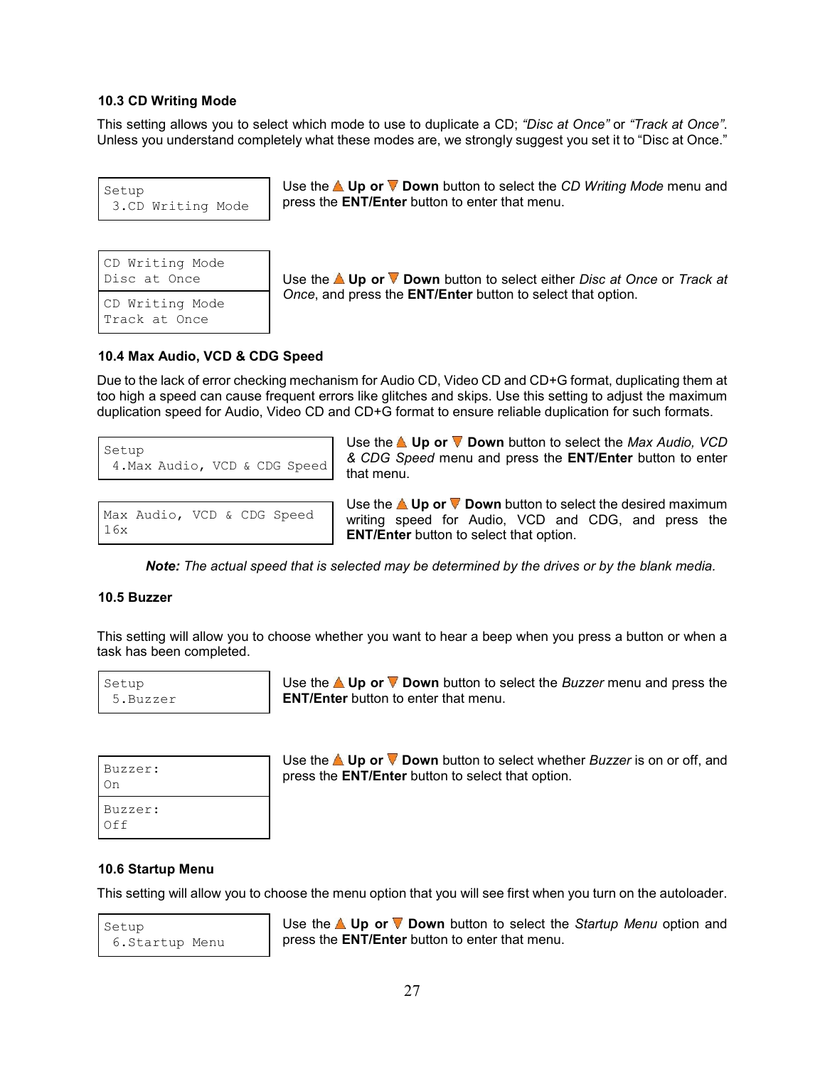### 10.3 CD Writing Mode

This setting allows you to select which mode to use to duplicate a CD; *"Disc at Once"* or *"Track at Once"*. Unless you understand completely what these modes are, we strongly suggest you set it to "Disc at Once."

```
Setup
 3.CD Writing Mode
```

Use the Up or Down button to select the *CD Writing Mode* menu and press the **ENT/Enter** button to enter that menu.

```
CD Writing Mode
Disc at Once
```

```
CD Writing Mode
Track at Once
```

Use the Up or Down button to select either *Disc at Once* or *Track at Once*, and press the **ENT/Enter** button to select that option.

### 10.4 Max Audio, VCD & CDG Speed

Due to the lack of error checking mechanism for Audio CD, Video CD and CD+G format, duplicating them at too high a speed can cause frequent errors like glitches and skips. Use this setting to adjust the maximum duplication speed for Audio, Video CD and CD+G format to ensure reliable duplication for such formats.

```
Setup
 4.Max Audio, VCD & CDG Speed
```

Use the Up or Down button to select the *Max Audio, VCD & CDG Speed* menu and press the **ENT/Enter** button to enter that menu.

```
Max Audio, VCD & CDG Speed
16x
```

Use the Up or Down button to select the desired maximum writing speed for Audio, VCD and CDG, and press the **ENT/Enter** button to select that option.

***Note:*** *The actual speed that is selected may be determined by the drives or by the blank media.*

### 10.5 Buzzer

This setting will allow you to choose whether you want to hear a beep when you press a button or when a task has been completed.

```
Setup
 5.Buzzer
```

Use the Up or Down button to select the *Buzzer* menu and press the **ENT/Enter** button to enter that menu.

```
Buzzer:
On
```

```
Buzzer:
Off
```

Use the Up or Down button to select whether *Buzzer* is on or off, and press the **ENT/Enter** button to select that option.

### 10.6 Startup Menu

This setting will allow you to choose the menu option that you will see first when you turn on the autoloader.

```
Setup
 6.Startup Menu
```

Use the Up or Down button to select the *Startup Menu* option and press the **ENT/Enter** button to enter that menu.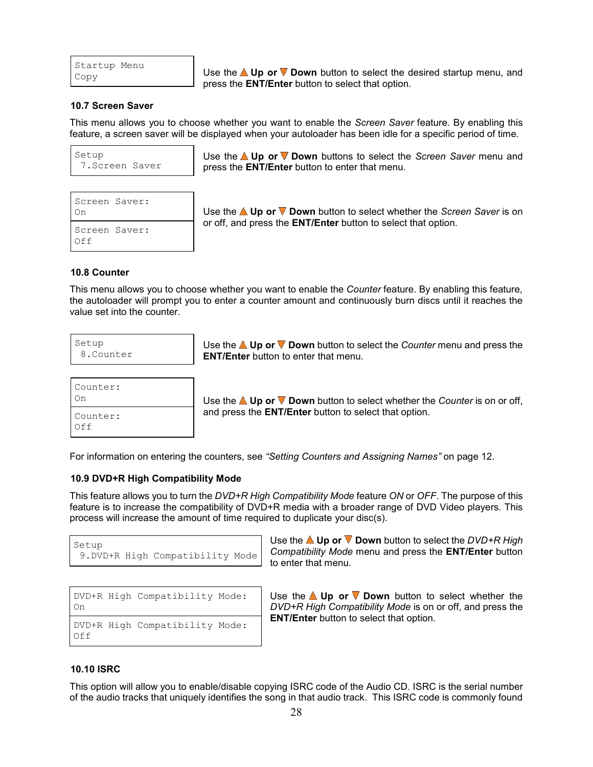| Startup Menu<br>Copy | Use the ▲ **Up or** ▼ **Down** button to select the desired startup menu, and press the **ENT/Enter** button to select that option. |
|---|---|

### 10.7 Screen Saver

This menu allows you to choose whether you want to enable the *Screen Saver* feature. By enabling this feature, a screen saver will be displayed when your autoloader has been idle for a specific period of time.

| Setup<br>7.Screen Saver | Use the ▲ **Up or** ▼ **Down** buttons to select the *Screen Saver* menu and press the **ENT/Enter** button to enter that menu. |
|---|---|

| Screen Saver:<br>On | Use the ▲ **Up or** ▼ **Down** button to select whether the *Screen Saver* is on or off, and press the **ENT/Enter** button to select that option. |
|---|---|
| Screen Saver:<br>Off | |

### 10.8 Counter

This menu allows you to choose whether you want to enable the *Counter* feature. By enabling this feature, the autoloader will prompt you to enter a counter amount and continuously burn discs until it reaches the value set into the counter.

| Setup<br>8.Counter | Use the ▲ **Up or** ▼ **Down** button to select the *Counter* menu and press the **ENT/Enter** button to enter that menu. |
|---|---|

| Counter:<br>On | Use the ▲ **Up or** ▼ **Down** button to select whether the *Counter* is on or off, and press the **ENT/Enter** button to select that option. |
|---|---|
| Counter:<br>Off | |

For information on entering the counters, see *"Setting Counters and Assigning Names"* on page 12.

### 10.9 DVD+R High Compatibility Mode

This feature allows you to turn the *DVD+R High Compatibility Mode* feature *ON* or *OFF*. The purpose of this feature is to increase the compatibility of DVD+R media with a broader range of DVD Video players. This process will increase the amount of time required to duplicate your disc(s).

| Setup<br>9.DVD+R High Compatibility Mode | Use the ▲ **Up or** ▼ **Down** button to select the *DVD+R High Compatibility Mode* menu and press the **ENT/Enter** button to enter that menu. |
|---|---|

| DVD+R High Compatibility Mode:<br>On | Use the ▲ **Up or** ▼ **Down** button to select whether the *DVD+R High Compatibility Mode* is on or off, and press the **ENT/Enter** button to select that option. |
|---|---|
| DVD+R High Compatibility Mode:<br>Off | |

### 10.10 ISRC

This option will allow you to enable/disable copying ISRC code of the Audio CD. ISRC is the serial number of the audio tracks that uniquely identifies the song in that audio track. This ISRC code is commonly found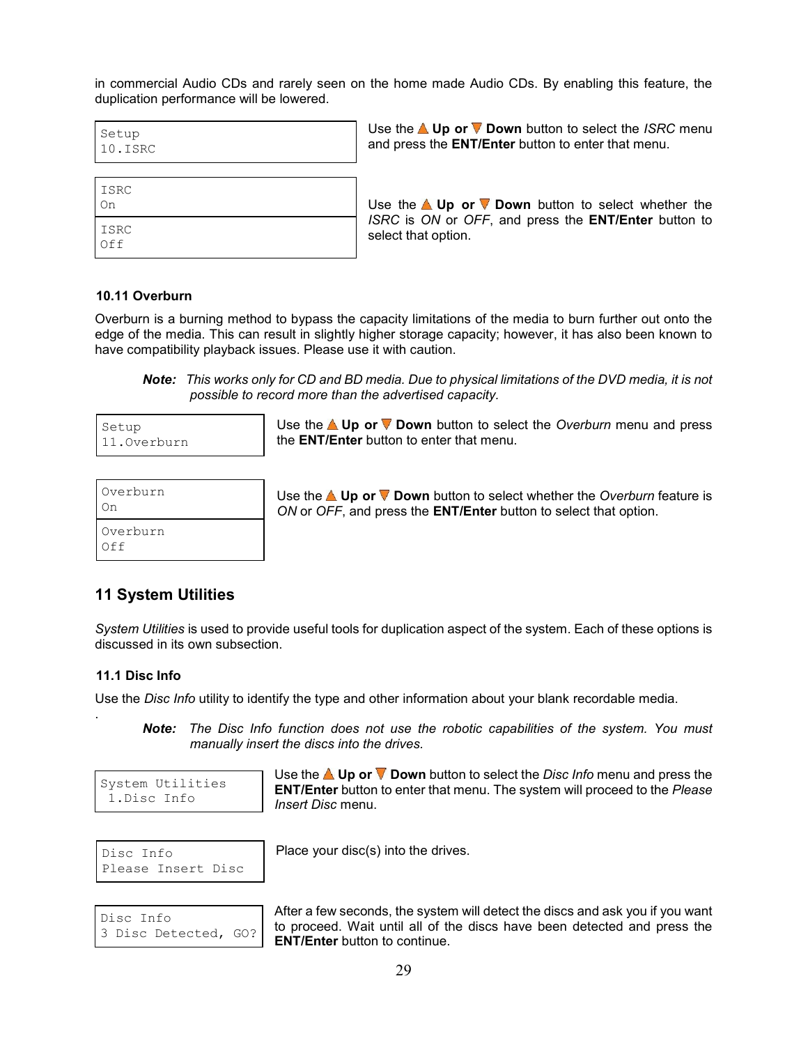in commercial Audio CDs and rarely seen on the home made Audio CDs. By enabling this feature, the duplication performance will be lowered.

| LCD Display | Instructions |
|---|---|
| Setup<br>10.ISRC | Use the ▲ **Up or** ▼ **Down** button to select the *ISRC* menu and press the **ENT/Enter** button to enter that menu. |
| ISRC<br>On<br><br>ISRC<br>Off | Use the ▲ **Up or** ▼ **Down** button to select whether the *ISRC* is *ON* or *OFF*, and press the **ENT/Enter** button to select that option. |

### 10.11 Overburn

Overburn is a burning method to bypass the capacity limitations of the media to burn further out onto the edge of the media. This can result in slightly higher storage capacity; however, it has also been known to have compatibility playback issues. Please use it with caution.

> ***Note:*** *This works only for CD and BD media. Due to physical limitations of the DVD media, it is not possible to record more than the advertised capacity.*

| LCD Display | Instructions |
|---|---|
| Setup<br>11.Overburn | Use the ▲ **Up or** ▼ **Down** button to select the *Overburn* menu and press the **ENT/Enter** button to enter that menu. |
| Overburn<br>On<br><br>Overburn<br>Off | Use the ▲ **Up or** ▼ **Down** button to select whether the *Overburn* feature is *ON* or *OFF*, and press the **ENT/Enter** button to select that option. |

## 11 System Utilities

*System Utilities* is used to provide useful tools for duplication aspect of the system. Each of these options is discussed in its own subsection.

### 11.1 Disc Info

Use the *Disc Info* utility to identify the type and other information about your blank recordable media.

> ***Note:*** *The Disc Info function does not use the robotic capabilities of the system. You must manually insert the discs into the drives.*

| LCD Display | Instructions |
|---|---|
| System Utilities<br>1.Disc Info | Use the ▲ **Up or** ▼ **Down** button to select the *Disc Info* menu and press the **ENT/Enter** button to enter that menu. The system will proceed to the *Please Insert Disc* menu. |
| Disc Info<br>Please Insert Disc | Place your disc(s) into the drives. |
| Disc Info<br>3 Disc Detected, GO? | After a few seconds, the system will detect the discs and ask you if you want to proceed. Wait until all of the discs have been detected and press the **ENT/Enter** button to continue. |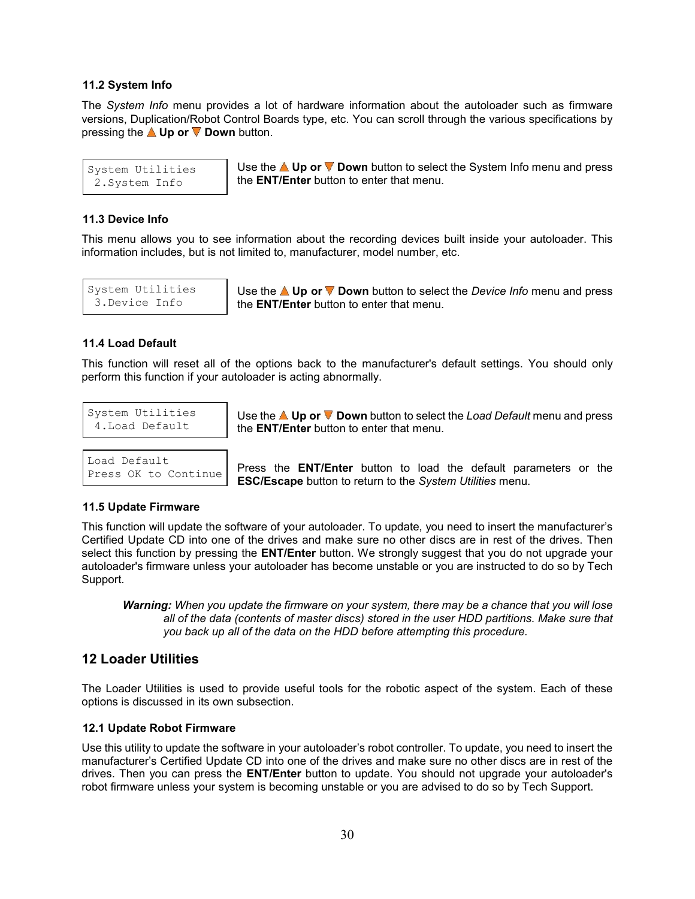### 11.2 System Info

The *System Info* menu provides a lot of hardware information about the autoloader such as firmware versions, Duplication/Robot Control Boards type, etc. You can scroll through the various specifications by pressing the ▲ **Up or** ▼ **Down** button.

```
System Utilities
 2.System Info
```

Use the ▲ **Up or** ▼ **Down** button to select the System Info menu and press the **ENT/Enter** button to enter that menu.

### 11.3 Device Info

This menu allows you to see information about the recording devices built inside your autoloader. This information includes, but is not limited to, manufacturer, model number, etc.

```
System Utilities
 3.Device Info
```

Use the ▲ **Up or** ▼ **Down** button to select the *Device Info* menu and press the **ENT/Enter** button to enter that menu.

### 11.4 Load Default

This function will reset all of the options back to the manufacturer's default settings. You should only perform this function if your autoloader is acting abnormally.

```
System Utilities
 4.Load Default
```

Use the ▲ **Up or** ▼ **Down** button to select the *Load Default* menu and press the **ENT/Enter** button to enter that menu.

```
Load Default
Press OK to Continue
```

Press the **ENT/Enter** button to load the default parameters or the **ESC/Escape** button to return to the *System Utilities* menu.

### 11.5 Update Firmware

This function will update the software of your autoloader. To update, you need to insert the manufacturer's Certified Update CD into one of the drives and make sure no other discs are in rest of the drives. Then select this function by pressing the **ENT/Enter** button. We strongly suggest that you do not upgrade your autoloader's firmware unless your autoloader has become unstable or you are instructed to do so by Tech Support.

> ***Warning:*** *When you update the firmware on your system, there may be a chance that you will lose all of the data (contents of master discs) stored in the user HDD partitions. Make sure that you back up all of the data on the HDD before attempting this procedure.*

## 12 Loader Utilities

The Loader Utilities is used to provide useful tools for the robotic aspect of the system. Each of these options is discussed in its own subsection.

### 12.1 Update Robot Firmware

Use this utility to update the software in your autoloader's robot controller. To update, you need to insert the manufacturer's Certified Update CD into one of the drives and make sure no other discs are in rest of the drives. Then you can press the **ENT/Enter** button to update. You should not upgrade your autoloader's robot firmware unless your system is becoming unstable or you are advised to do so by Tech Support.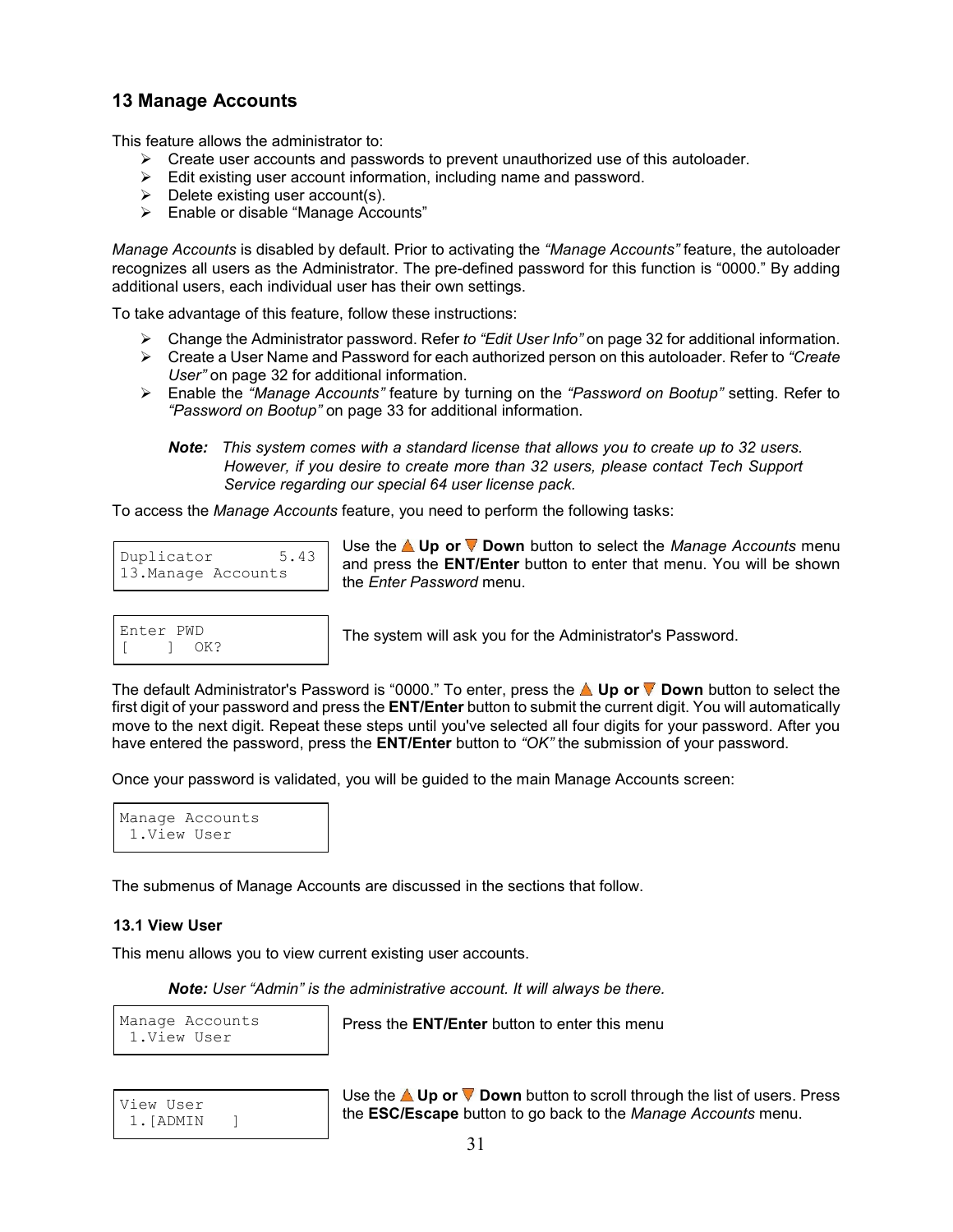## 13 Manage Accounts

This feature allows the administrator to:

- Create user accounts and passwords to prevent unauthorized use of this autoloader.
- Edit existing user account information, including name and password.
- Delete existing user account(s).
- Enable or disable "Manage Accounts"

*Manage Accounts* is disabled by default. Prior to activating the *"Manage Accounts"* feature, the autoloader recognizes all users as the Administrator. The pre-defined password for this function is "0000." By adding additional users, each individual user has their own settings.

To take advantage of this feature, follow these instructions:

- Change the Administrator password. Refer *to "Edit User Info"* on page 32 for additional information.
- Create a User Name and Password for each authorized person on this autoloader. Refer to *"Create User"* on page 32 for additional information.
- Enable the *"Manage Accounts"* feature by turning on the *"Password on Bootup"* setting. Refer to *"Password on Bootup"* on page 33 for additional information.

> ***Note:*** *This system comes with a standard license that allows you to create up to 32 users. However, if you desire to create more than 32 users, please contact Tech Support Service regarding our special 64 user license pack.*

To access the *Manage Accounts* feature, you need to perform the following tasks:

```
Duplicator       5.43
13.Manage Accounts
```

Use the ▲ **Up or** ▼ **Down** button to select the *Manage Accounts* menu and press the **ENT/Enter** button to enter that menu. You will be shown the *Enter Password* menu.

```
Enter PWD
[    ]  OK?
```

The system will ask you for the Administrator's Password.

The default Administrator's Password is "0000." To enter, press the ▲ **Up or** ▼ **Down** button to select the first digit of your password and press the **ENT/Enter** button to submit the current digit. You will automatically move to the next digit. Repeat these steps until you've selected all four digits for your password. After you have entered the password, press the **ENT/Enter** button to *"OK"* the submission of your password.

Once your password is validated, you will be guided to the main Manage Accounts screen:

```
Manage Accounts
 1.View User
```

The submenus of Manage Accounts are discussed in the sections that follow.

### 13.1 View User

This menu allows you to view current existing user accounts.

> ***Note:*** *User "Admin" is the administrative account. It will always be there.*

```
Manage Accounts
 1.View User
```

Press the **ENT/Enter** button to enter this menu

```
View User
 1.[ADMIN   ]
```

Use the ▲ **Up or** ▼ **Down** button to scroll through the list of users. Press the **ESC/Escape** button to go back to the *Manage Accounts* menu.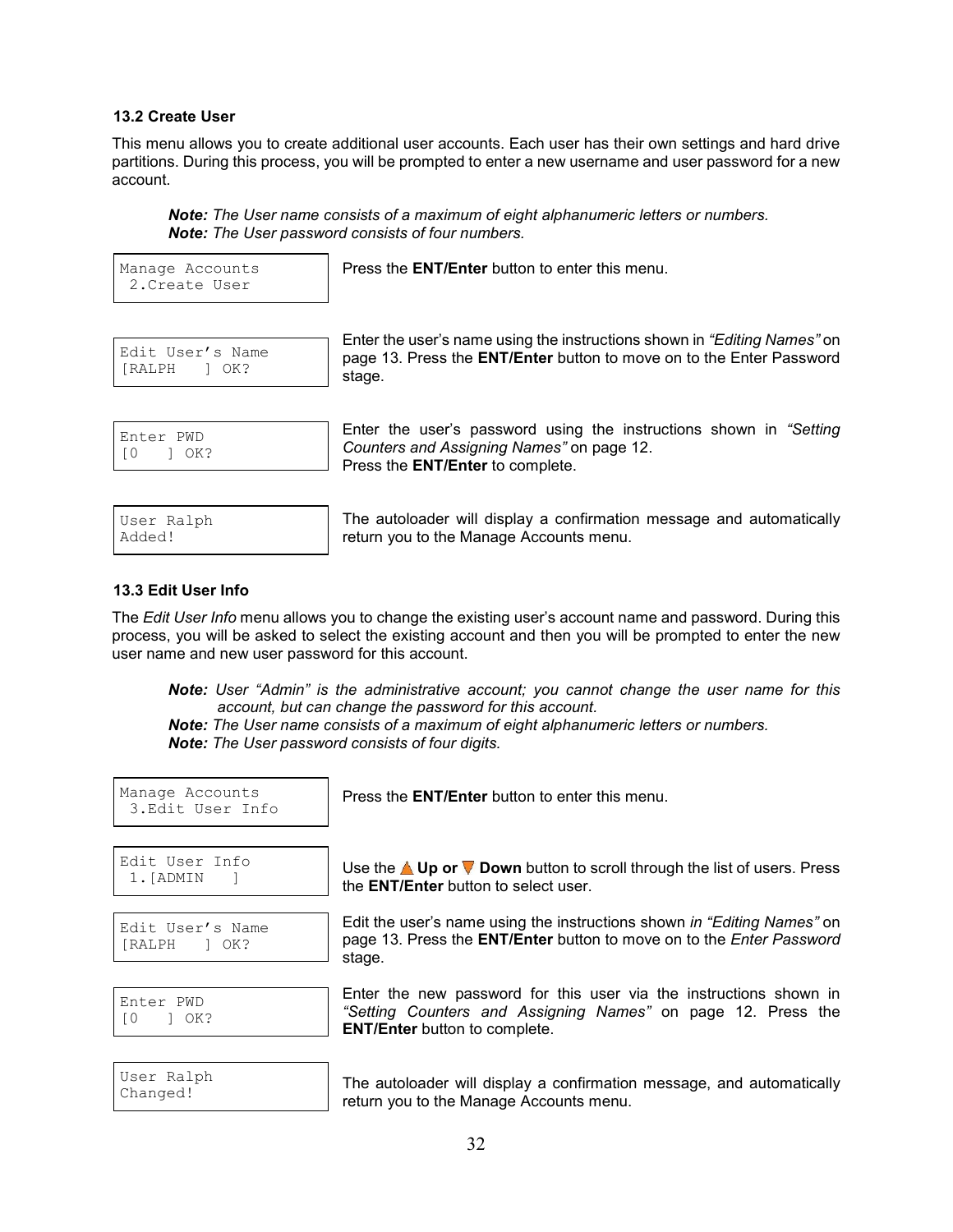### 13.2 Create User

This menu allows you to create additional user accounts. Each user has their own settings and hard drive partitions. During this process, you will be prompted to enter a new username and user password for a new account.

> ***Note:*** *The User name consists of a maximum of eight alphanumeric letters or numbers.*
> ***Note:*** *The User password consists of four numbers.*

| LCD Display | Instructions |
|---|---|
| `Manage Accounts` `2.Create User` | Press the **ENT/Enter** button to enter this menu. |
| `Edit User's Name` `[RALPH ] OK?` | Enter the user's name using the instructions shown in *"Editing Names"* on page 13. Press the **ENT/Enter** button to move on to the Enter Password stage. |
| `Enter PWD` `[0 ] OK?` | Enter the user's password using the instructions shown in *"Setting Counters and Assigning Names"* on page 12. Press the **ENT/Enter** to complete. |
| `User Ralph` `Added!` | The autoloader will display a confirmation message and automatically return you to the Manage Accounts menu. |

### 13.3 Edit User Info

The *Edit User Info* menu allows you to change the existing user's account name and password. During this process, you will be asked to select the existing account and then you will be prompted to enter the new user name and new user password for this account.

> ***Note:*** *User "Admin" is the administrative account; you cannot change the user name for this account, but can change the password for this account.*
> ***Note:*** *The User name consists of a maximum of eight alphanumeric letters or numbers.*
> ***Note:*** *The User password consists of four digits.*

| LCD Display | Instructions |
|---|---|
| `Manage Accounts` `3.Edit User Info` | Press the **ENT/Enter** button to enter this menu. |
| `Edit User Info` `1.[ADMIN ]` | Use the ▲ **Up or** ▼ **Down** button to scroll through the list of users. Press the **ENT/Enter** button to select user. |
| `Edit User's Name` `[RALPH ] OK?` | Edit the user's name using the instructions shown *in "Editing Names"* on page 13. Press the **ENT/Enter** button to move on to the *Enter Password* stage. |
| `Enter PWD` `[0 ] OK?` | Enter the new password for this user via the instructions shown in *"Setting Counters and Assigning Names"* on page 12. Press the **ENT/Enter** button to complete. |
| `User Ralph` `Changed!` | The autoloader will display a confirmation message, and automatically return you to the Manage Accounts menu. |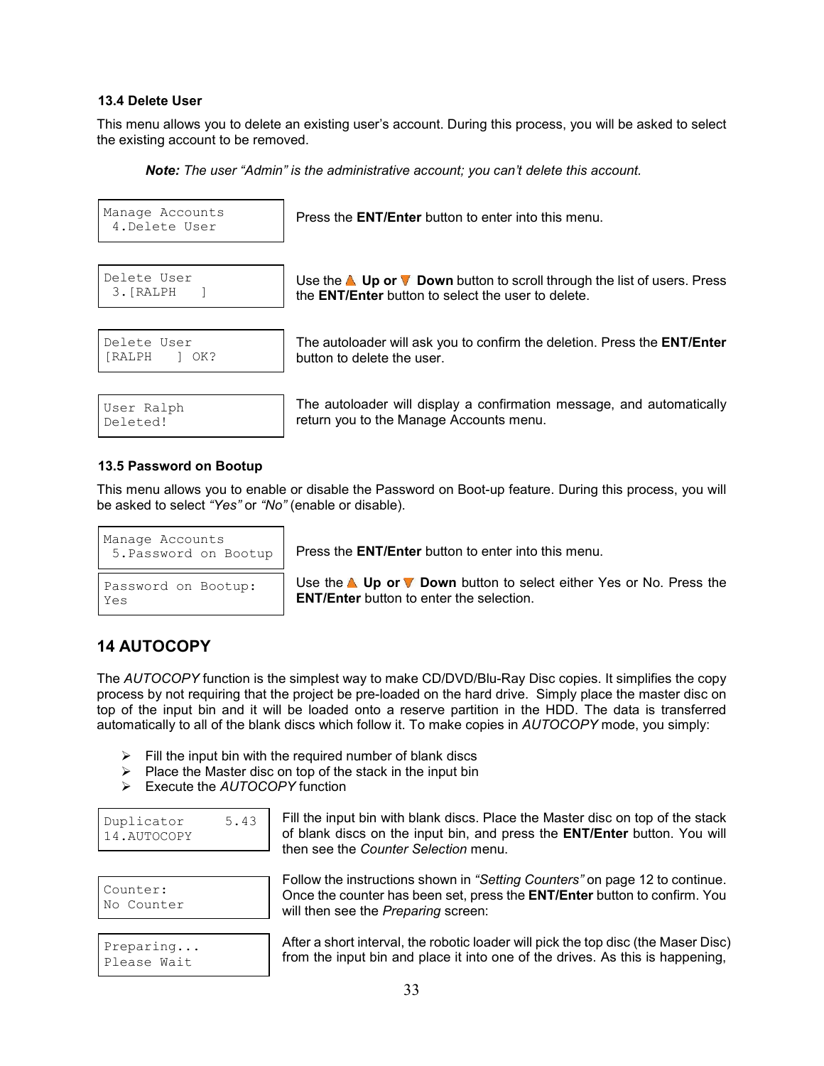### 13.4 Delete User

This menu allows you to delete an existing user's account. During this process, you will be asked to select the existing account to be removed.

***Note:*** *The user "Admin" is the administrative account; you can't delete this account.*

| LCD Display | Instructions |
|---|---|
| Manage Accounts<br>4.Delete User | Press the **ENT/Enter** button to enter into this menu. |
| Delete User<br>3.[RALPH ] | Use the ▲ **Up or** ▼ **Down** button to scroll through the list of users. Press the **ENT/Enter** button to select the user to delete. |
| Delete User<br>[RALPH ] OK? | The autoloader will ask you to confirm the deletion. Press the **ENT/Enter** button to delete the user. |
| User Ralph<br>Deleted! | The autoloader will display a confirmation message, and automatically return you to the Manage Accounts menu. |

### 13.5 Password on Bootup

This menu allows you to enable or disable the Password on Boot-up feature. During this process, you will be asked to select *"Yes"* or *"No"* (enable or disable).

| LCD Display | Instructions |
|---|---|
| Manage Accounts<br>5.Password on Bootup | Press the **ENT/Enter** button to enter into this menu. |
| Password on Bootup:<br>Yes | Use the ▲ **Up or** ▼ **Down** button to select either Yes or No. Press the **ENT/Enter** button to enter the selection. |

## 14 AUTOCOPY

The *AUTOCOPY* function is the simplest way to make CD/DVD/Blu-Ray Disc copies. It simplifies the copy process by not requiring that the project be pre-loaded on the hard drive. Simply place the master disc on top of the input bin and it will be loaded onto a reserve partition in the HDD. The data is transferred automatically to all of the blank discs which follow it. To make copies in *AUTOCOPY* mode, you simply:

- Fill the input bin with the required number of blank discs
- Place the Master disc on top of the stack in the input bin
- Execute the *AUTOCOPY* function

| LCD Display | Instructions |
|---|---|
| Duplicator 5.43<br>14.AUTOCOPY | Fill the input bin with blank discs. Place the Master disc on top of the stack of blank discs on the input bin, and press the **ENT/Enter** button. You will then see the *Counter Selection* menu. |
| Counter:<br>No Counter | Follow the instructions shown in *"Setting Counters"* on page 12 to continue. Once the counter has been set, press the **ENT/Enter** button to confirm. You will then see the *Preparing* screen: |
| Preparing...<br>Please Wait | After a short interval, the robotic loader will pick the top disc (the Maser Disc) from the input bin and place it into one of the drives. As this is happening, |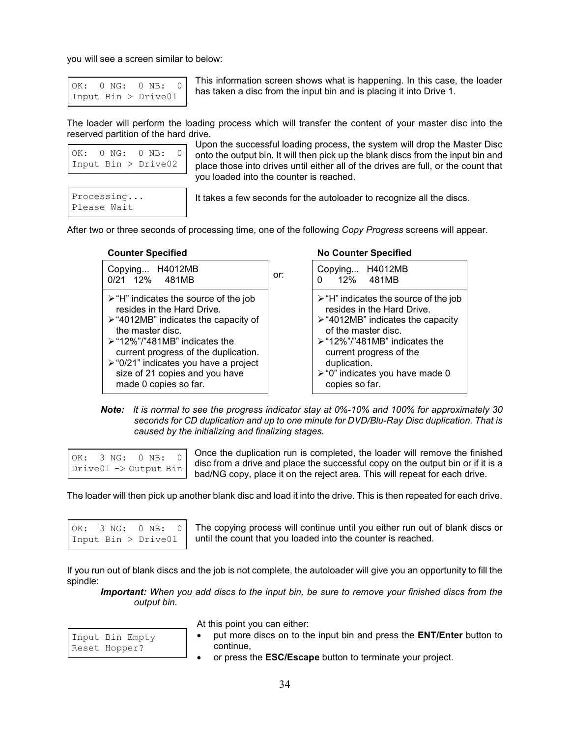you will see a screen similar to below:

```
OK:  0 NG:  0 NB:  0
Input Bin > Drive01
```

This information screen shows what is happening. In this case, the loader has taken a disc from the input bin and is placing it into Drive 1.

The loader will perform the loading process which will transfer the content of your master disc into the reserved partition of the hard drive.

```
OK:  0 NG:  0 NB:  0
Input Bin > Drive02
```

Upon the successful loading process, the system will drop the Master Disc onto the output bin. It will then pick up the blank discs from the input bin and place those into drives until either all of the drives are full, or the count that you loaded into the counter is reached.

```
Processing...
Please Wait
```

It takes a few seconds for the autoloader to recognize all the discs.

After two or three seconds of processing time, one of the following *Copy Progress* screens will appear.

| **Counter Specified** | | **No Counter Specified** |
|---|---|---|
| Copying... H4012MB<br>0/21 12% 481MB | or: | Copying... H4012MB<br>0 12% 481MB |
| ➢ "H" indicates the source of the job resides in the Hard Drive.<br>➢ "4012MB" indicates the capacity of the master disc.<br>➢ "12%"/"481MB" indicates the current progress of the duplication.<br>➢ "0/21" indicates you have a project size of 21 copies and you have made 0 copies so far. | | ➢ "H" indicates the source of the job resides in the Hard Drive.<br>➢ "4012MB" indicates the capacity of the master disc.<br>➢ "12%"/"481MB" indicates the current progress of the duplication.<br>➢ "0" indicates you have made 0 copies so far. |

***Note:*** *It is normal to see the progress indicator stay at 0%-10% and 100% for approximately 30 seconds for CD duplication and up to one minute for DVD/Blu-Ray Disc duplication. That is caused by the initializing and finalizing stages.*

```
OK:  3 NG:  0 NB:  0
Drive01 -> Output Bin
```

Once the duplication run is completed, the loader will remove the finished disc from a drive and place the successful copy on the output bin or if it is a bad/NG copy, place it on the reject area. This will repeat for each drive.

The loader will then pick up another blank disc and load it into the drive. This is then repeated for each drive.

```
OK:  3 NG:  0 NB:  0
Input Bin > Drive01
```

The copying process will continue until you either run out of blank discs or until the count that you loaded into the counter is reached.

If you run out of blank discs and the job is not complete, the autoloader will give you an opportunity to fill the spindle:

***Important:*** *When you add discs to the input bin, be sure to remove your finished discs from the output bin.*

```
Input Bin Empty
Reset Hopper?
```

At this point you can either:

- put more discs on to the input bin and press the **ENT/Enter** button to continue,
- or press the **ESC/Escape** button to terminate your project.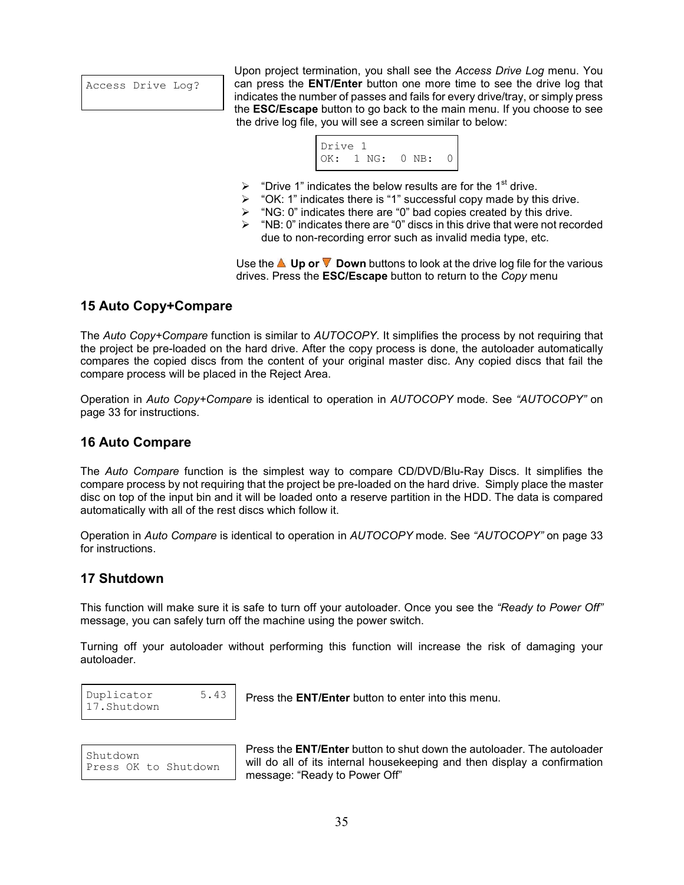```
Access Drive Log?
```

Upon project termination, you shall see the *Access Drive Log* menu. You can press the **ENT/Enter** button one more time to see the drive log that indicates the number of passes and fails for every drive/tray, or simply press the **ESC/Escape** button to go back to the main menu. If you choose to see the drive log file, you will see a screen similar to below:

```
Drive 1
OK:  1 NG:  0 NB:  0
```

- "Drive 1" indicates the below results are for the 1st drive.
- "OK: 1" indicates there is "1" successful copy made by this drive.
- "NG: 0" indicates there are "0" bad copies created by this drive.
- "NB: 0" indicates there are "0" discs in this drive that were not recorded due to non-recording error such as invalid media type, etc.

Use the ▲ **Up or** ▼ **Down** buttons to look at the drive log file for the various drives. Press the **ESC/Escape** button to return to the *Copy* menu

## 15 Auto Copy+Compare

The *Auto Copy+Compare* function is similar to *AUTOCOPY*. It simplifies the process by not requiring that the project be pre-loaded on the hard drive. After the copy process is done, the autoloader automatically compares the copied discs from the content of your original master disc. Any copied discs that fail the compare process will be placed in the Reject Area.

Operation in *Auto Copy+Compare* is identical to operation in *AUTOCOPY* mode. See *"AUTOCOPY"* on page 33 for instructions.

## 16 Auto Compare

The *Auto Compare* function is the simplest way to compare CD/DVD/Blu-Ray Discs. It simplifies the compare process by not requiring that the project be pre-loaded on the hard drive. Simply place the master disc on top of the input bin and it will be loaded onto a reserve partition in the HDD. The data is compared automatically with all of the rest discs which follow it.

Operation in *Auto Compare* is identical to operation in *AUTOCOPY* mode. See *"AUTOCOPY"* on page 33 for instructions.

## 17 Shutdown

This function will make sure it is safe to turn off your autoloader. Once you see the *"Ready to Power Off"* message, you can safely turn off the machine using the power switch.

Turning off your autoloader without performing this function will increase the risk of damaging your autoloader.

```
Duplicator        5.43
17.Shutdown
```

Press the **ENT/Enter** button to enter into this menu.

```
Shutdown
Press OK to Shutdown
```

Press the **ENT/Enter** button to shut down the autoloader. The autoloader will do all of its internal housekeeping and then display a confirmation message: "Ready to Power Off"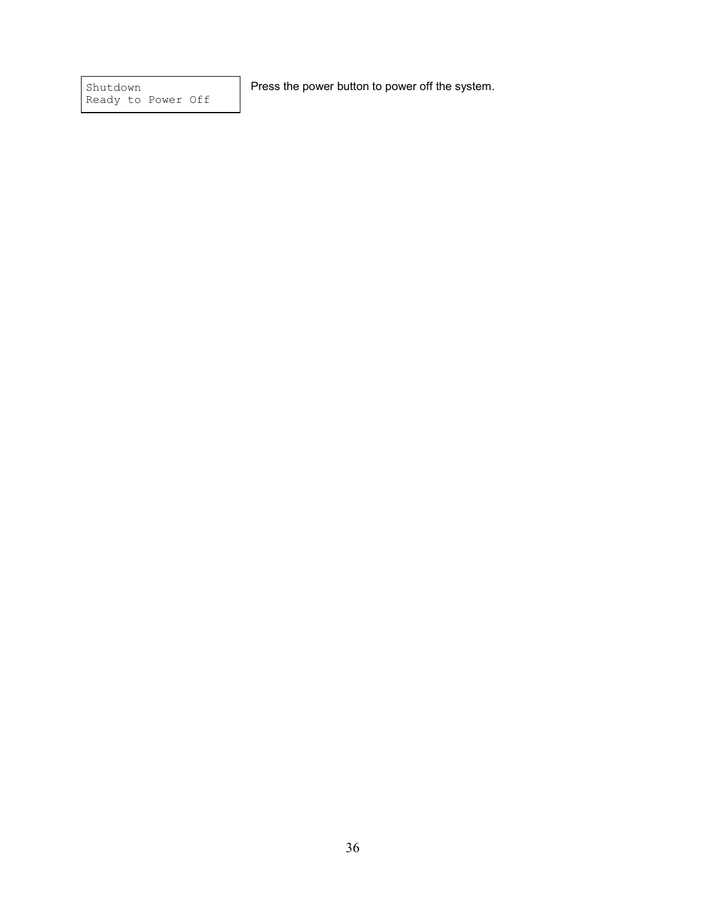| ``` Shutdown Ready to Power Off ``` | Press the power button to power off the system. |
|---|---|

```
Shutdown
Ready to Power Off
```

Press the power button to power off the system.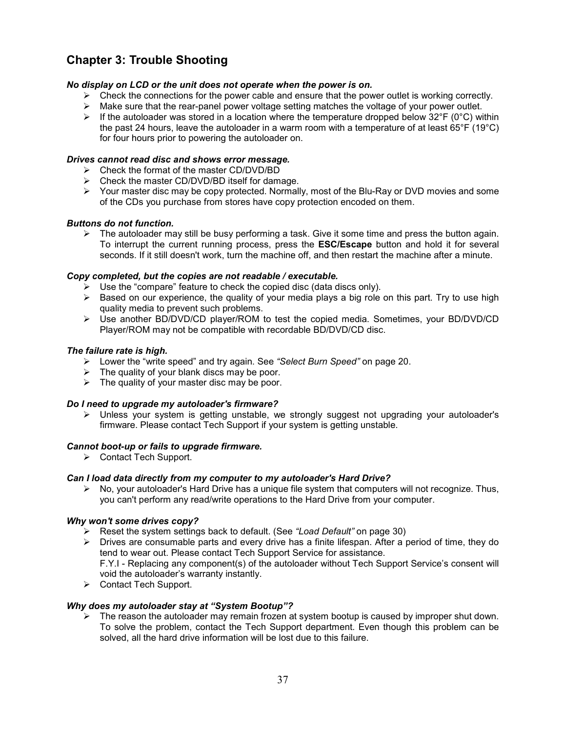## Chapter 3: Trouble Shooting

***No display on LCD or the unit does not operate when the power is on.***

- Check the connections for the power cable and ensure that the power outlet is working correctly.
- Make sure that the rear-panel power voltage setting matches the voltage of your power outlet.
- If the autoloader was stored in a location where the temperature dropped below 32°F (0°C) within the past 24 hours, leave the autoloader in a warm room with a temperature of at least 65°F (19°C) for four hours prior to powering the autoloader on.

***Drives cannot read disc and shows error message.***

- Check the format of the master CD/DVD/BD
- Check the master CD/DVD/BD itself for damage.
- Your master disc may be copy protected. Normally, most of the Blu-Ray or DVD movies and some of the CDs you purchase from stores have copy protection encoded on them.

***Buttons do not function.***

- The autoloader may still be busy performing a task. Give it some time and press the button again. To interrupt the current running process, press the **ESC/Escape** button and hold it for several seconds. If it still doesn't work, turn the machine off, and then restart the machine after a minute.

***Copy completed, but the copies are not readable / executable.***

- Use the "compare" feature to check the copied disc (data discs only).
- Based on our experience, the quality of your media plays a big role on this part. Try to use high quality media to prevent such problems.
- Use another BD/DVD/CD player/ROM to test the copied media. Sometimes, your BD/DVD/CD Player/ROM may not be compatible with recordable BD/DVD/CD disc.

***The failure rate is high.***

- Lower the "write speed" and try again. See *"Select Burn Speed"* on page 20.
- The quality of your blank discs may be poor.
- The quality of your master disc may be poor.

***Do I need to upgrade my autoloader's firmware?***

- Unless your system is getting unstable, we strongly suggest not upgrading your autoloader's firmware. Please contact Tech Support if your system is getting unstable.

***Cannot boot-up or fails to upgrade firmware.***

- Contact Tech Support.

***Can I load data directly from my computer to my autoloader's Hard Drive?***

- No, your autoloader's Hard Drive has a unique file system that computers will not recognize. Thus, you can't perform any read/write operations to the Hard Drive from your computer.

***Why won't some drives copy?***

- Reset the system settings back to default. (See *"Load Default"* on page 30)
- Drives are consumable parts and every drive has a finite lifespan. After a period of time, they do tend to wear out. Please contact Tech Support Service for assistance.
  F.Y.I - Replacing any component(s) of the autoloader without Tech Support Service's consent will void the autoloader's warranty instantly.
- Contact Tech Support.

***Why does my autoloader stay at "System Bootup"?***

- The reason the autoloader may remain frozen at system bootup is caused by improper shut down. To solve the problem, contact the Tech Support department. Even though this problem can be solved, all the hard drive information will be lost due to this failure.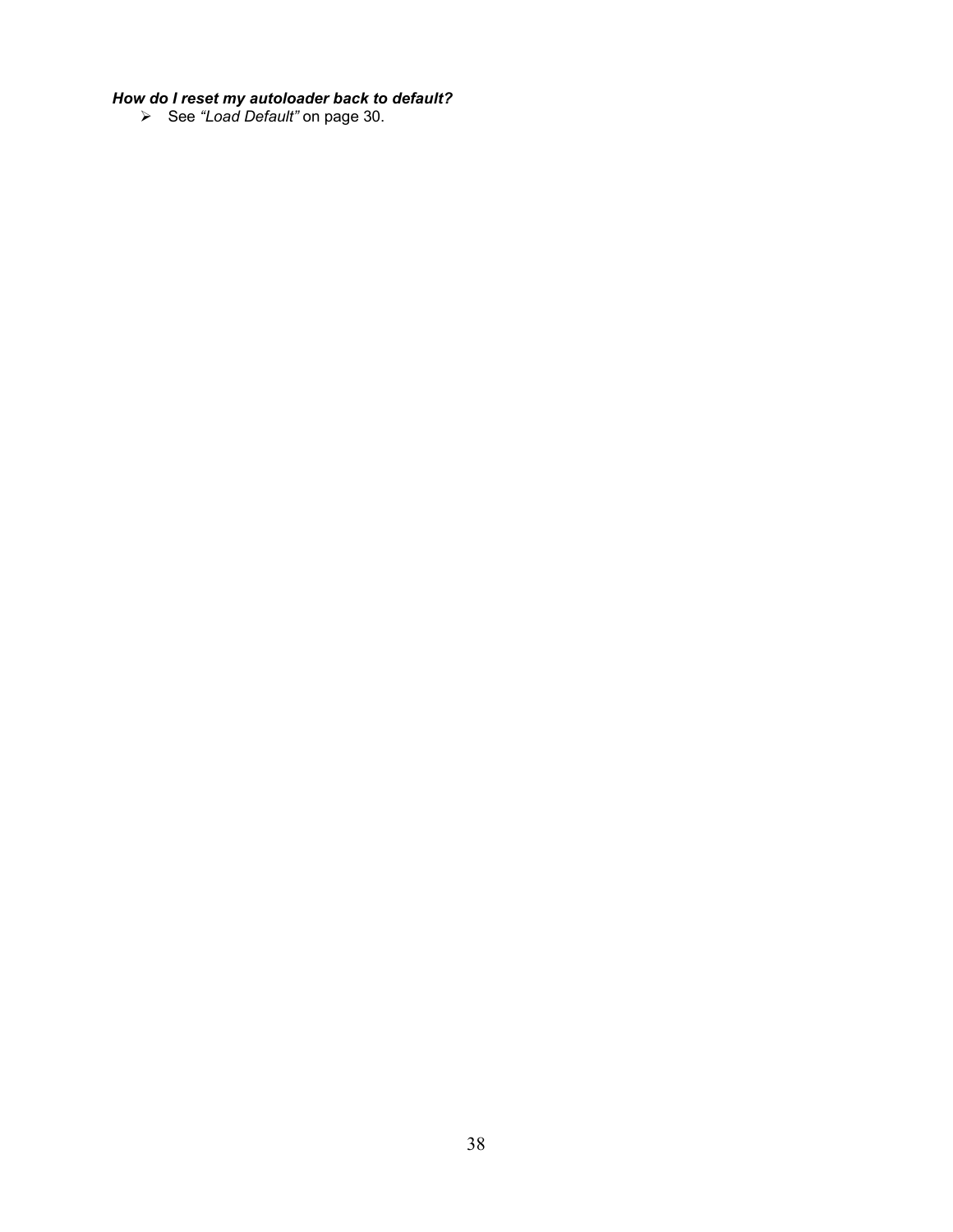***How do I reset my autoloader back to default?***

- See *"Load Default"* on page 30.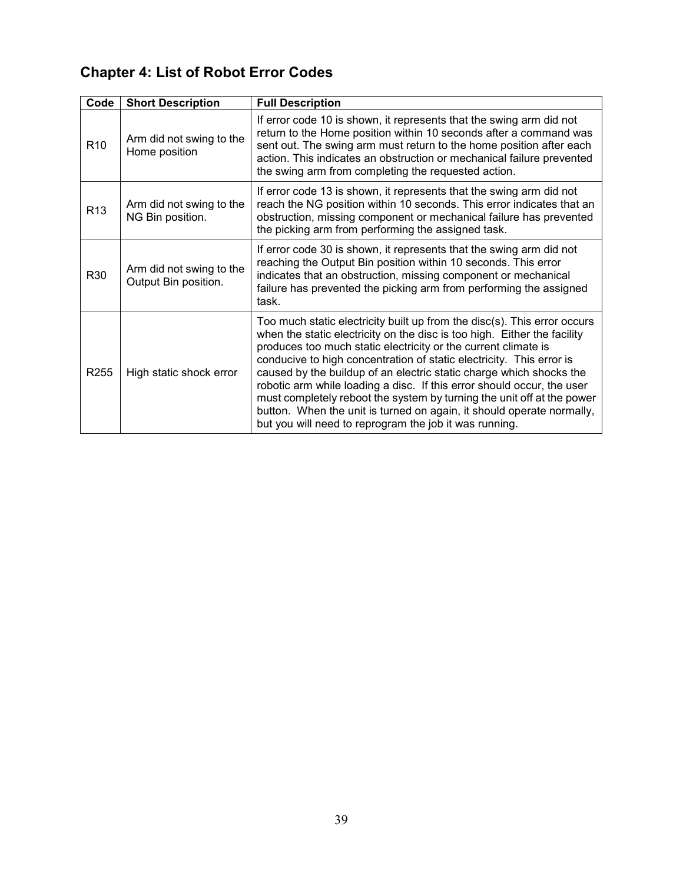## Chapter 4: List of Robot Error Codes

| Code | Short Description | Full Description |
|---|---|---|
| R10 | Arm did not swing to the Home position | If error code 10 is shown, it represents that the swing arm did not return to the Home position within 10 seconds after a command was sent out. The swing arm must return to the home position after each action. This indicates an obstruction or mechanical failure prevented the swing arm from completing the requested action. |
| R13 | Arm did not swing to the NG Bin position. | If error code 13 is shown, it represents that the swing arm did not reach the NG position within 10 seconds. This error indicates that an obstruction, missing component or mechanical failure has prevented the picking arm from performing the assigned task. |
| R30 | Arm did not swing to the Output Bin position. | If error code 30 is shown, it represents that the swing arm did not reaching the Output Bin position within 10 seconds. This error indicates that an obstruction, missing component or mechanical failure has prevented the picking arm from performing the assigned task. |
| R255 | High static shock error | Too much static electricity built up from the disc(s). This error occurs when the static electricity on the disc is too high. Either the facility produces too much static electricity or the current climate is conducive to high concentration of static electricity. This error is caused by the buildup of an electric static charge which shocks the robotic arm while loading a disc. If this error should occur, the user must completely reboot the system by turning the unit off at the power button. When the unit is turned on again, it should operate normally, but you will need to reprogram the job it was running. |